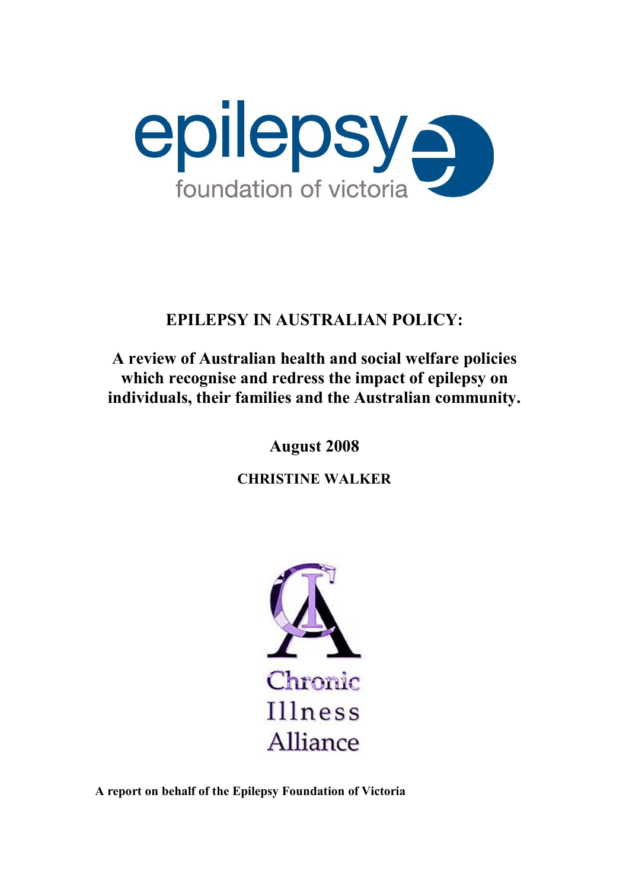epilepsy
foundation of victoria

# EPILEPSY IN AUSTRALIAN POLICY:

## A review of Australian health and social welfare policies which recognise and redress the impact of epilepsy on individuals, their families and the Australian community.

**August 2008**

**CHRISTINE WALKER**

Chronic Illness Alliance

**A report on behalf of the Epilepsy Foundation of Victoria**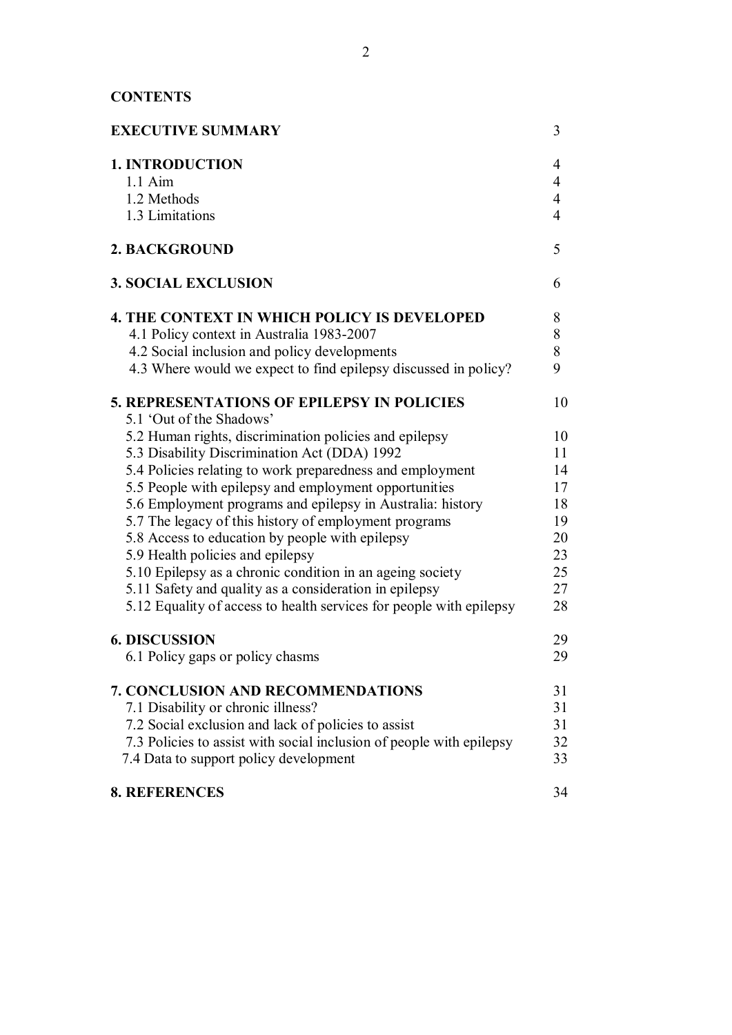**CONTENTS**

| | |
|---|---|
| **EXECUTIVE SUMMARY** | 3 |
| **1. INTRODUCTION** | 4 |
| 1.1 Aim | 4 |
| 1.2 Methods | 4 |
| 1.3 Limitations | 4 |
| **2. BACKGROUND** | 5 |
| **3. SOCIAL EXCLUSION** | 6 |
| **4. THE CONTEXT IN WHICH POLICY IS DEVELOPED** | 8 |
| 4.1 Policy context in Australia 1983-2007 | 8 |
| 4.2 Social inclusion and policy developments | 8 |
| 4.3 Where would we expect to find epilepsy discussed in policy? | 9 |
| **5. REPRESENTATIONS OF EPILEPSY IN POLICIES** | 10 |
| 5.1 'Out of the Shadows' | |
| 5.2 Human rights, discrimination policies and epilepsy | 10 |
| 5.3 Disability Discrimination Act (DDA) 1992 | 11 |
| 5.4 Policies relating to work preparedness and employment | 14 |
| 5.5 People with epilepsy and employment opportunities | 17 |
| 5.6 Employment programs and epilepsy in Australia: history | 18 |
| 5.7 The legacy of this history of employment programs | 19 |
| 5.8 Access to education by people with epilepsy | 20 |
| 5.9 Health policies and epilepsy | 23 |
| 5.10 Epilepsy as a chronic condition in an ageing society | 25 |
| 5.11 Safety and quality as a consideration in epilepsy | 27 |
| 5.12 Equality of access to health services for people with epilepsy | 28 |
| **6. DISCUSSION** | 29 |
| 6.1 Policy gaps or policy chasms | 29 |
| **7. CONCLUSION AND RECOMMENDATIONS** | 31 |
| 7.1 Disability or chronic illness? | 31 |
| 7.2 Social exclusion and lack of policies to assist | 31 |
| 7.3 Policies to assist with social inclusion of people with epilepsy | 32 |
| 7.4 Data to support policy development | 33 |
| **8. REFERENCES** | 34 |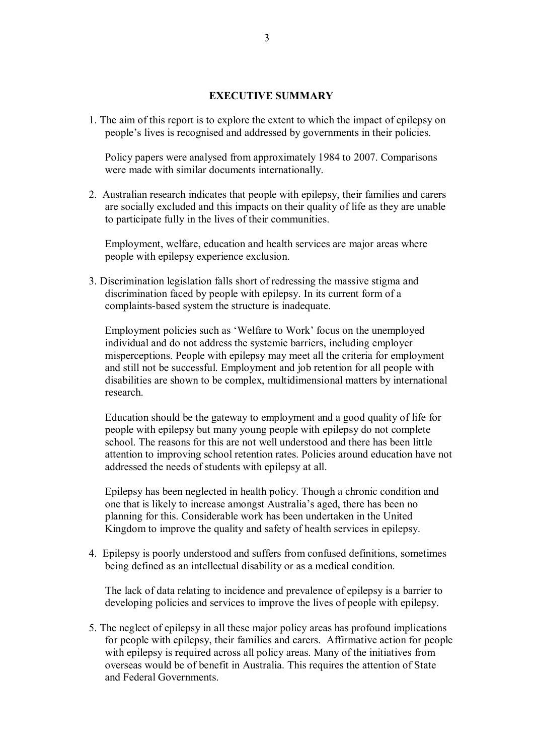## EXECUTIVE SUMMARY

1. The aim of this report is to explore the extent to which the impact of epilepsy on people's lives is recognised and addressed by governments in their policies.

   Policy papers were analysed from approximately 1984 to 2007. Comparisons were made with similar documents internationally.

2. Australian research indicates that people with epilepsy, their families and carers are socially excluded and this impacts on their quality of life as they are unable to participate fully in the lives of their communities.

   Employment, welfare, education and health services are major areas where people with epilepsy experience exclusion.

3. Discrimination legislation falls short of redressing the massive stigma and discrimination faced by people with epilepsy. In its current form of a complaints-based system the structure is inadequate.

   Employment policies such as 'Welfare to Work' focus on the unemployed individual and do not address the systemic barriers, including employer misperceptions. People with epilepsy may meet all the criteria for employment and still not be successful. Employment and job retention for all people with disabilities are shown to be complex, multidimensional matters by international research.

   Education should be the gateway to employment and a good quality of life for people with epilepsy but many young people with epilepsy do not complete school. The reasons for this are not well understood and there has been little attention to improving school retention rates. Policies around education have not addressed the needs of students with epilepsy at all.

   Epilepsy has been neglected in health policy. Though a chronic condition and one that is likely to increase amongst Australia's aged, there has been no planning for this. Considerable work has been undertaken in the United Kingdom to improve the quality and safety of health services in epilepsy.

4. Epilepsy is poorly understood and suffers from confused definitions, sometimes being defined as an intellectual disability or as a medical condition.

   The lack of data relating to incidence and prevalence of epilepsy is a barrier to developing policies and services to improve the lives of people with epilepsy.

5. The neglect of epilepsy in all these major policy areas has profound implications for people with epilepsy, their families and carers. Affirmative action for people with epilepsy is required across all policy areas. Many of the initiatives from overseas would be of benefit in Australia. This requires the attention of State and Federal Governments.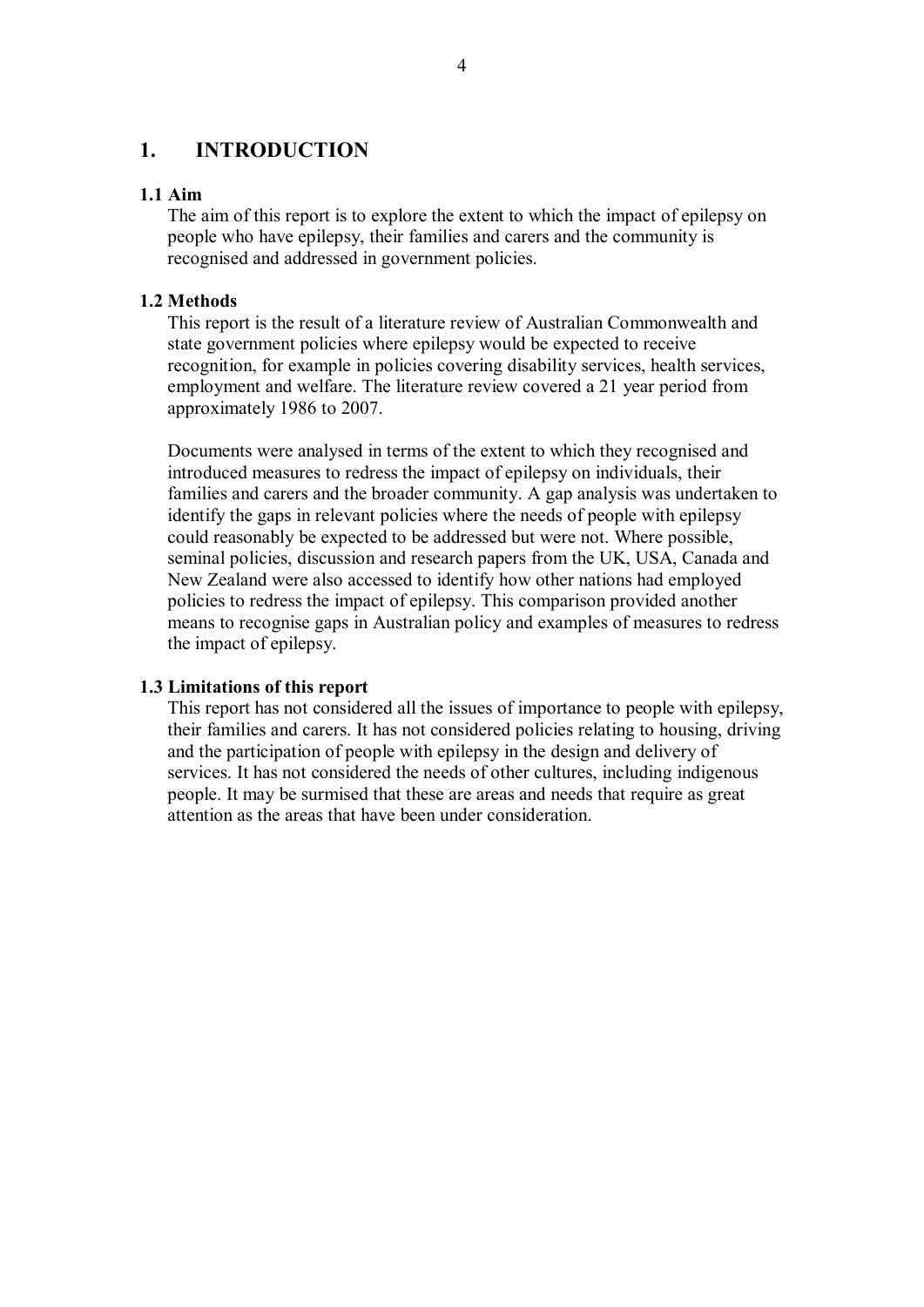# 1. INTRODUCTION

## 1.1 Aim

The aim of this report is to explore the extent to which the impact of epilepsy on people who have epilepsy, their families and carers and the community is recognised and addressed in government policies.

## 1.2 Methods

This report is the result of a literature review of Australian Commonwealth and state government policies where epilepsy would be expected to receive recognition, for example in policies covering disability services, health services, employment and welfare. The literature review covered a 21 year period from approximately 1986 to 2007.

Documents were analysed in terms of the extent to which they recognised and introduced measures to redress the impact of epilepsy on individuals, their families and carers and the broader community. A gap analysis was undertaken to identify the gaps in relevant policies where the needs of people with epilepsy could reasonably be expected to be addressed but were not. Where possible, seminal policies, discussion and research papers from the UK, USA, Canada and New Zealand were also accessed to identify how other nations had employed policies to redress the impact of epilepsy. This comparison provided another means to recognise gaps in Australian policy and examples of measures to redress the impact of epilepsy.

## 1.3 Limitations of this report

This report has not considered all the issues of importance to people with epilepsy, their families and carers. It has not considered policies relating to housing, driving and the participation of people with epilepsy in the design and delivery of services. It has not considered the needs of other cultures, including indigenous people. It may be surmised that these are areas and needs that require as great attention as the areas that have been under consideration.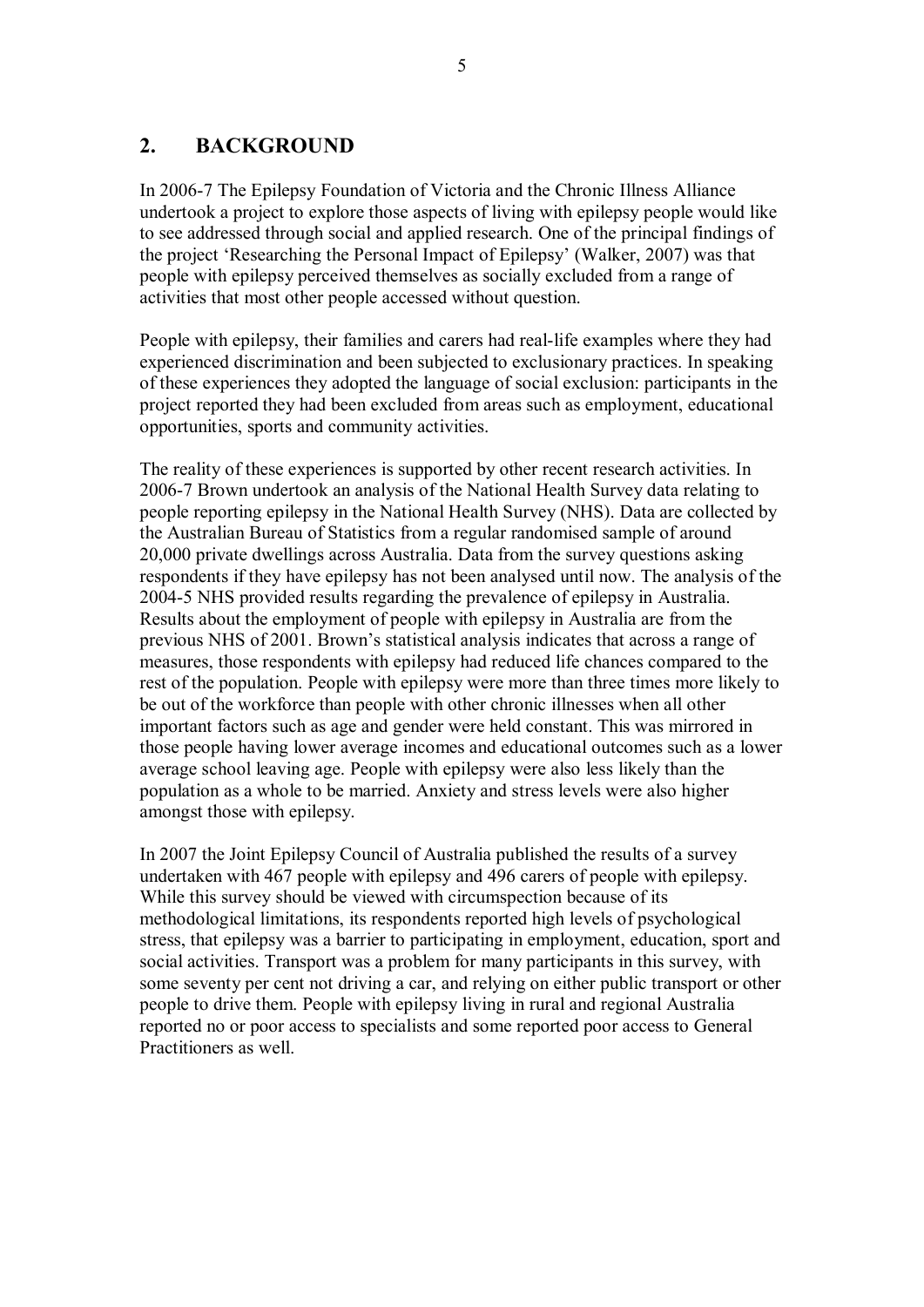## 2. BACKGROUND

In 2006-7 The Epilepsy Foundation of Victoria and the Chronic Illness Alliance undertook a project to explore those aspects of living with epilepsy people would like to see addressed through social and applied research. One of the principal findings of the project 'Researching the Personal Impact of Epilepsy' (Walker, 2007) was that people with epilepsy perceived themselves as socially excluded from a range of activities that most other people accessed without question.

People with epilepsy, their families and carers had real-life examples where they had experienced discrimination and been subjected to exclusionary practices. In speaking of these experiences they adopted the language of social exclusion: participants in the project reported they had been excluded from areas such as employment, educational opportunities, sports and community activities.

The reality of these experiences is supported by other recent research activities. In 2006-7 Brown undertook an analysis of the National Health Survey data relating to people reporting epilepsy in the National Health Survey (NHS). Data are collected by the Australian Bureau of Statistics from a regular randomised sample of around 20,000 private dwellings across Australia. Data from the survey questions asking respondents if they have epilepsy has not been analysed until now. The analysis of the 2004-5 NHS provided results regarding the prevalence of epilepsy in Australia. Results about the employment of people with epilepsy in Australia are from the previous NHS of 2001. Brown's statistical analysis indicates that across a range of measures, those respondents with epilepsy had reduced life chances compared to the rest of the population. People with epilepsy were more than three times more likely to be out of the workforce than people with other chronic illnesses when all other important factors such as age and gender were held constant. This was mirrored in those people having lower average incomes and educational outcomes such as a lower average school leaving age. People with epilepsy were also less likely than the population as a whole to be married. Anxiety and stress levels were also higher amongst those with epilepsy.

In 2007 the Joint Epilepsy Council of Australia published the results of a survey undertaken with 467 people with epilepsy and 496 carers of people with epilepsy. While this survey should be viewed with circumspection because of its methodological limitations, its respondents reported high levels of psychological stress, that epilepsy was a barrier to participating in employment, education, sport and social activities. Transport was a problem for many participants in this survey, with some seventy per cent not driving a car, and relying on either public transport or other people to drive them. People with epilepsy living in rural and regional Australia reported no or poor access to specialists and some reported poor access to General Practitioners as well.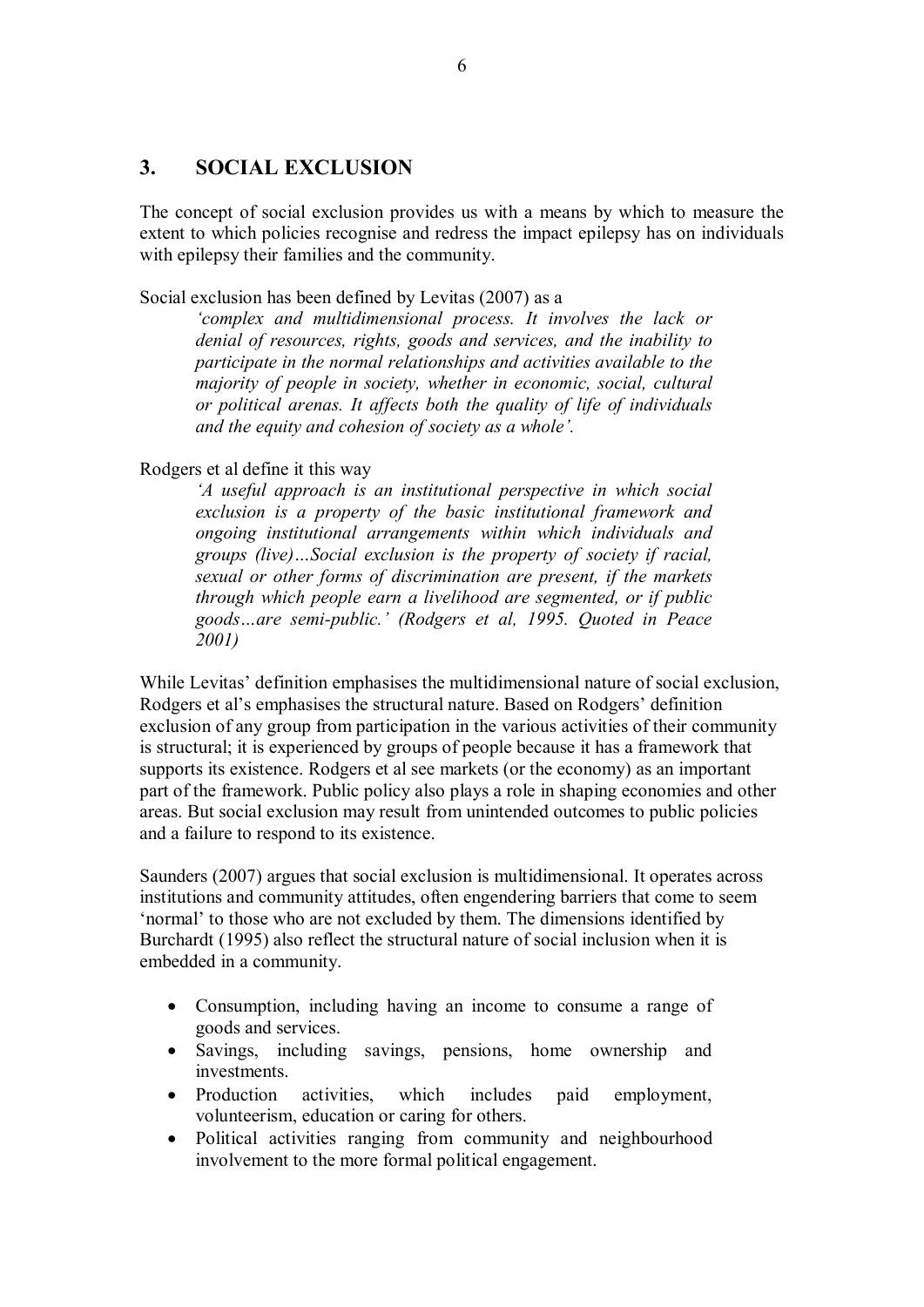## 3. SOCIAL EXCLUSION

The concept of social exclusion provides us with a means by which to measure the extent to which policies recognise and redress the impact epilepsy has on individuals with epilepsy their families and the community.

Social exclusion has been defined by Levitas (2007) as a

> *'complex and multidimensional process. It involves the lack or denial of resources, rights, goods and services, and the inability to participate in the normal relationships and activities available to the majority of people in society, whether in economic, social, cultural or political arenas. It affects both the quality of life of individuals and the equity and cohesion of society as a whole'.*

Rodgers et al define it this way

> *'A useful approach is an institutional perspective in which social exclusion is a property of the basic institutional framework and ongoing institutional arrangements within which individuals and groups (live)…Social exclusion is the property of society if racial, sexual or other forms of discrimination are present, if the markets through which people earn a livelihood are segmented, or if public goods…are semi-public.' (Rodgers et al, 1995. Quoted in Peace 2001)*

While Levitas' definition emphasises the multidimensional nature of social exclusion, Rodgers et al's emphasises the structural nature. Based on Rodgers' definition exclusion of any group from participation in the various activities of their community is structural; it is experienced by groups of people because it has a framework that supports its existence. Rodgers et al see markets (or the economy) as an important part of the framework. Public policy also plays a role in shaping economies and other areas. But social exclusion may result from unintended outcomes to public policies and a failure to respond to its existence.

Saunders (2007) argues that social exclusion is multidimensional. It operates across institutions and community attitudes, often engendering barriers that come to seem 'normal' to those who are not excluded by them. The dimensions identified by Burchardt (1995) also reflect the structural nature of social inclusion when it is embedded in a community.

- Consumption, including having an income to consume a range of goods and services.
- Savings, including savings, pensions, home ownership and investments.
- Production activities, which includes paid employment, volunteerism, education or caring for others.
- Political activities ranging from community and neighbourhood involvement to the more formal political engagement.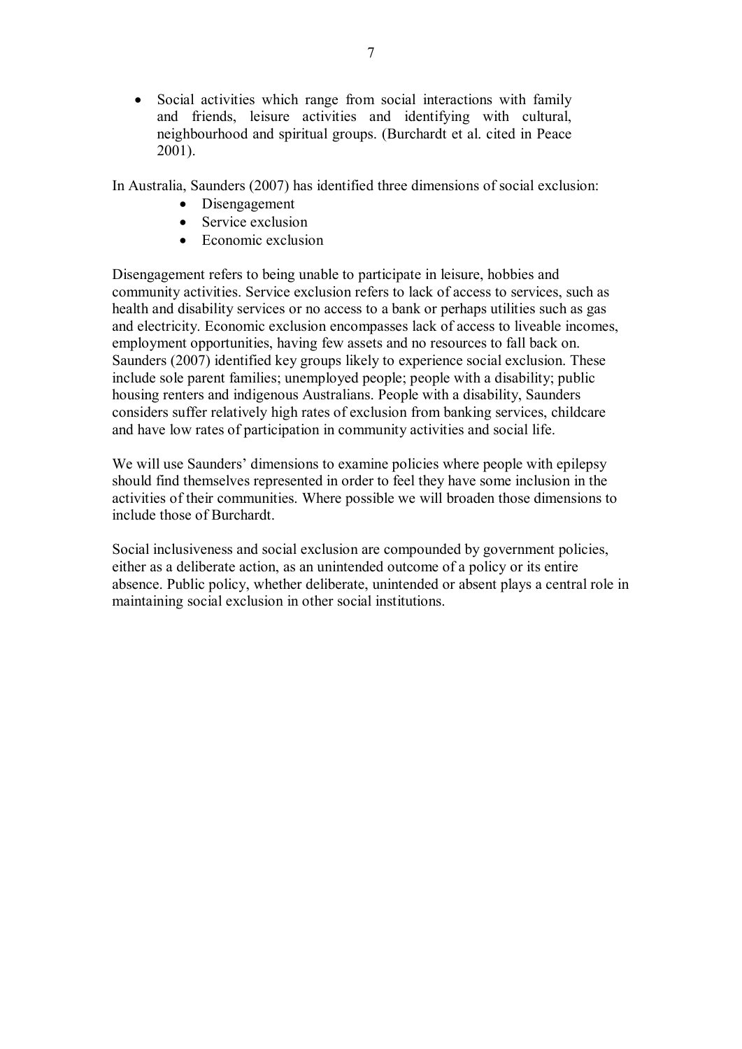- Social activities which range from social interactions with family and friends, leisure activities and identifying with cultural, neighbourhood and spiritual groups. (Burchardt et al. cited in Peace 2001).

In Australia, Saunders (2007) has identified three dimensions of social exclusion:

- Disengagement
- Service exclusion
- Economic exclusion

Disengagement refers to being unable to participate in leisure, hobbies and community activities. Service exclusion refers to lack of access to services, such as health and disability services or no access to a bank or perhaps utilities such as gas and electricity. Economic exclusion encompasses lack of access to liveable incomes, employment opportunities, having few assets and no resources to fall back on. Saunders (2007) identified key groups likely to experience social exclusion. These include sole parent families; unemployed people; people with a disability; public housing renters and indigenous Australians. People with a disability, Saunders considers suffer relatively high rates of exclusion from banking services, childcare and have low rates of participation in community activities and social life.

We will use Saunders' dimensions to examine policies where people with epilepsy should find themselves represented in order to feel they have some inclusion in the activities of their communities. Where possible we will broaden those dimensions to include those of Burchardt.

Social inclusiveness and social exclusion are compounded by government policies, either as a deliberate action, as an unintended outcome of a policy or its entire absence. Public policy, whether deliberate, unintended or absent plays a central role in maintaining social exclusion in other social institutions.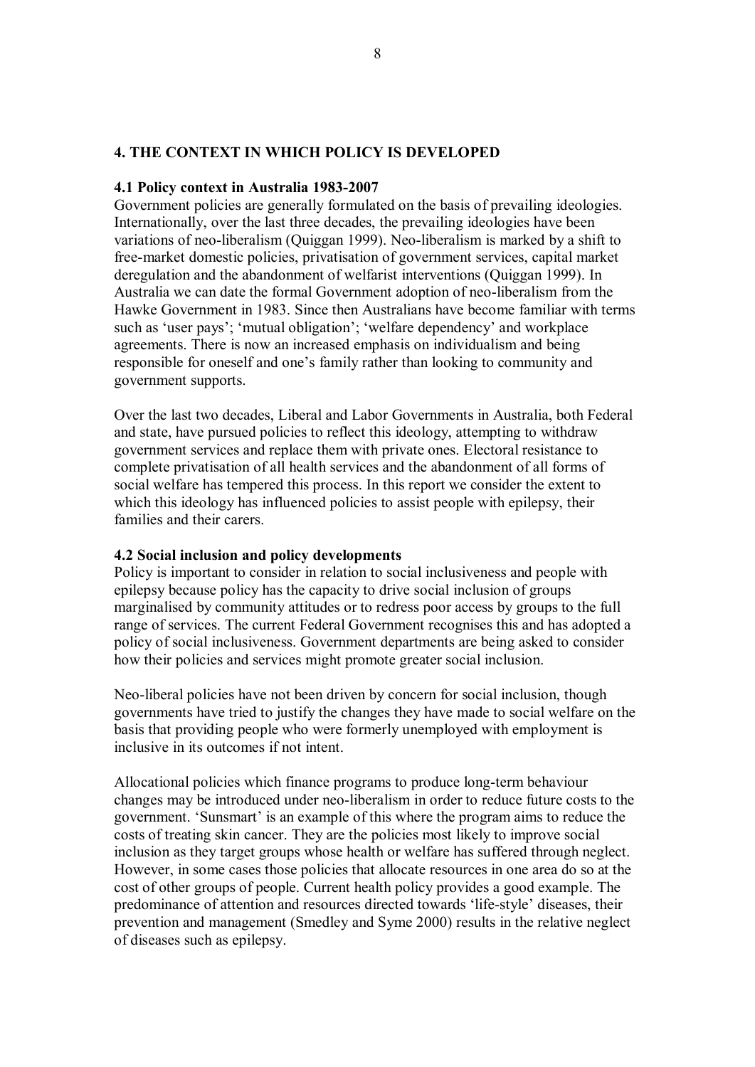## 4. THE CONTEXT IN WHICH POLICY IS DEVELOPED

### 4.1 Policy context in Australia 1983-2007

Government policies are generally formulated on the basis of prevailing ideologies. Internationally, over the last three decades, the prevailing ideologies have been variations of neo-liberalism (Quiggan 1999). Neo-liberalism is marked by a shift to free-market domestic policies, privatisation of government services, capital market deregulation and the abandonment of welfarist interventions (Quiggan 1999). In Australia we can date the formal Government adoption of neo-liberalism from the Hawke Government in 1983. Since then Australians have become familiar with terms such as 'user pays'; 'mutual obligation'; 'welfare dependency' and workplace agreements. There is now an increased emphasis on individualism and being responsible for oneself and one's family rather than looking to community and government supports.

Over the last two decades, Liberal and Labor Governments in Australia, both Federal and state, have pursued policies to reflect this ideology, attempting to withdraw government services and replace them with private ones. Electoral resistance to complete privatisation of all health services and the abandonment of all forms of social welfare has tempered this process. In this report we consider the extent to which this ideology has influenced policies to assist people with epilepsy, their families and their carers.

### 4.2 Social inclusion and policy developments

Policy is important to consider in relation to social inclusiveness and people with epilepsy because policy has the capacity to drive social inclusion of groups marginalised by community attitudes or to redress poor access by groups to the full range of services. The current Federal Government recognises this and has adopted a policy of social inclusiveness. Government departments are being asked to consider how their policies and services might promote greater social inclusion.

Neo-liberal policies have not been driven by concern for social inclusion, though governments have tried to justify the changes they have made to social welfare on the basis that providing people who were formerly unemployed with employment is inclusive in its outcomes if not intent.

Allocational policies which finance programs to produce long-term behaviour changes may be introduced under neo-liberalism in order to reduce future costs to the government. 'Sunsmart' is an example of this where the program aims to reduce the costs of treating skin cancer. They are the policies most likely to improve social inclusion as they target groups whose health or welfare has suffered through neglect. However, in some cases those policies that allocate resources in one area do so at the cost of other groups of people. Current health policy provides a good example. The predominance of attention and resources directed towards 'life-style' diseases, their prevention and management (Smedley and Syme 2000) results in the relative neglect of diseases such as epilepsy.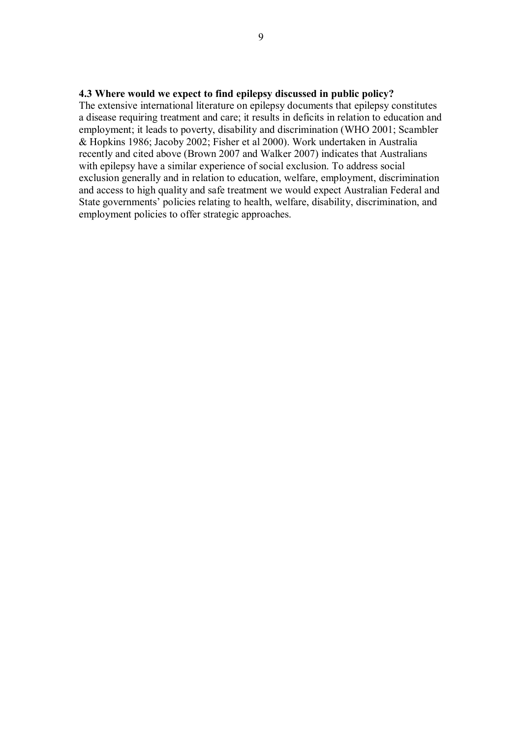### 4.3 Where would we expect to find epilepsy discussed in public policy?

The extensive international literature on epilepsy documents that epilepsy constitutes a disease requiring treatment and care; it results in deficits in relation to education and employment; it leads to poverty, disability and discrimination (WHO 2001; Scambler & Hopkins 1986; Jacoby 2002; Fisher et al 2000). Work undertaken in Australia recently and cited above (Brown 2007 and Walker 2007) indicates that Australians with epilepsy have a similar experience of social exclusion. To address social exclusion generally and in relation to education, welfare, employment, discrimination and access to high quality and safe treatment we would expect Australian Federal and State governments' policies relating to health, welfare, disability, discrimination, and employment policies to offer strategic approaches.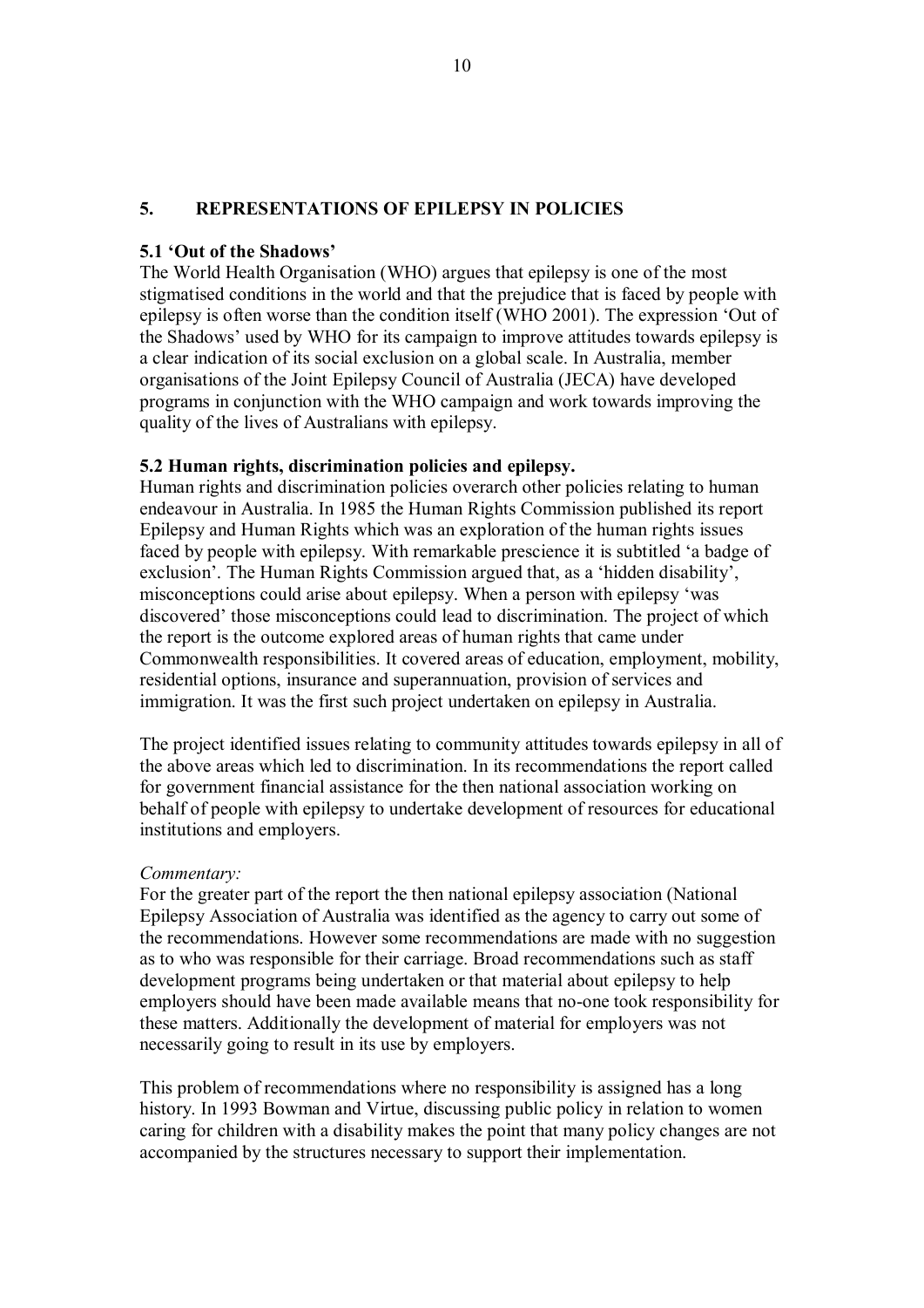## 5. REPRESENTATIONS OF EPILEPSY IN POLICIES

### 5.1 'Out of the Shadows'

The World Health Organisation (WHO) argues that epilepsy is one of the most stigmatised conditions in the world and that the prejudice that is faced by people with epilepsy is often worse than the condition itself (WHO 2001). The expression 'Out of the Shadows' used by WHO for its campaign to improve attitudes towards epilepsy is a clear indication of its social exclusion on a global scale. In Australia, member organisations of the Joint Epilepsy Council of Australia (JECA) have developed programs in conjunction with the WHO campaign and work towards improving the quality of the lives of Australians with epilepsy.

### 5.2 Human rights, discrimination policies and epilepsy.

Human rights and discrimination policies overarch other policies relating to human endeavour in Australia. In 1985 the Human Rights Commission published its report Epilepsy and Human Rights which was an exploration of the human rights issues faced by people with epilepsy. With remarkable prescience it is subtitled 'a badge of exclusion'. The Human Rights Commission argued that, as a 'hidden disability', misconceptions could arise about epilepsy. When a person with epilepsy 'was discovered' those misconceptions could lead to discrimination. The project of which the report is the outcome explored areas of human rights that came under Commonwealth responsibilities. It covered areas of education, employment, mobility, residential options, insurance and superannuation, provision of services and immigration. It was the first such project undertaken on epilepsy in Australia.

The project identified issues relating to community attitudes towards epilepsy in all of the above areas which led to discrimination. In its recommendations the report called for government financial assistance for the then national association working on behalf of people with epilepsy to undertake development of resources for educational institutions and employers.

*Commentary:*

For the greater part of the report the then national epilepsy association (National Epilepsy Association of Australia was identified as the agency to carry out some of the recommendations. However some recommendations are made with no suggestion as to who was responsible for their carriage. Broad recommendations such as staff development programs being undertaken or that material about epilepsy to help employers should have been made available means that no-one took responsibility for these matters. Additionally the development of material for employers was not necessarily going to result in its use by employers.

This problem of recommendations where no responsibility is assigned has a long history. In 1993 Bowman and Virtue, discussing public policy in relation to women caring for children with a disability makes the point that many policy changes are not accompanied by the structures necessary to support their implementation.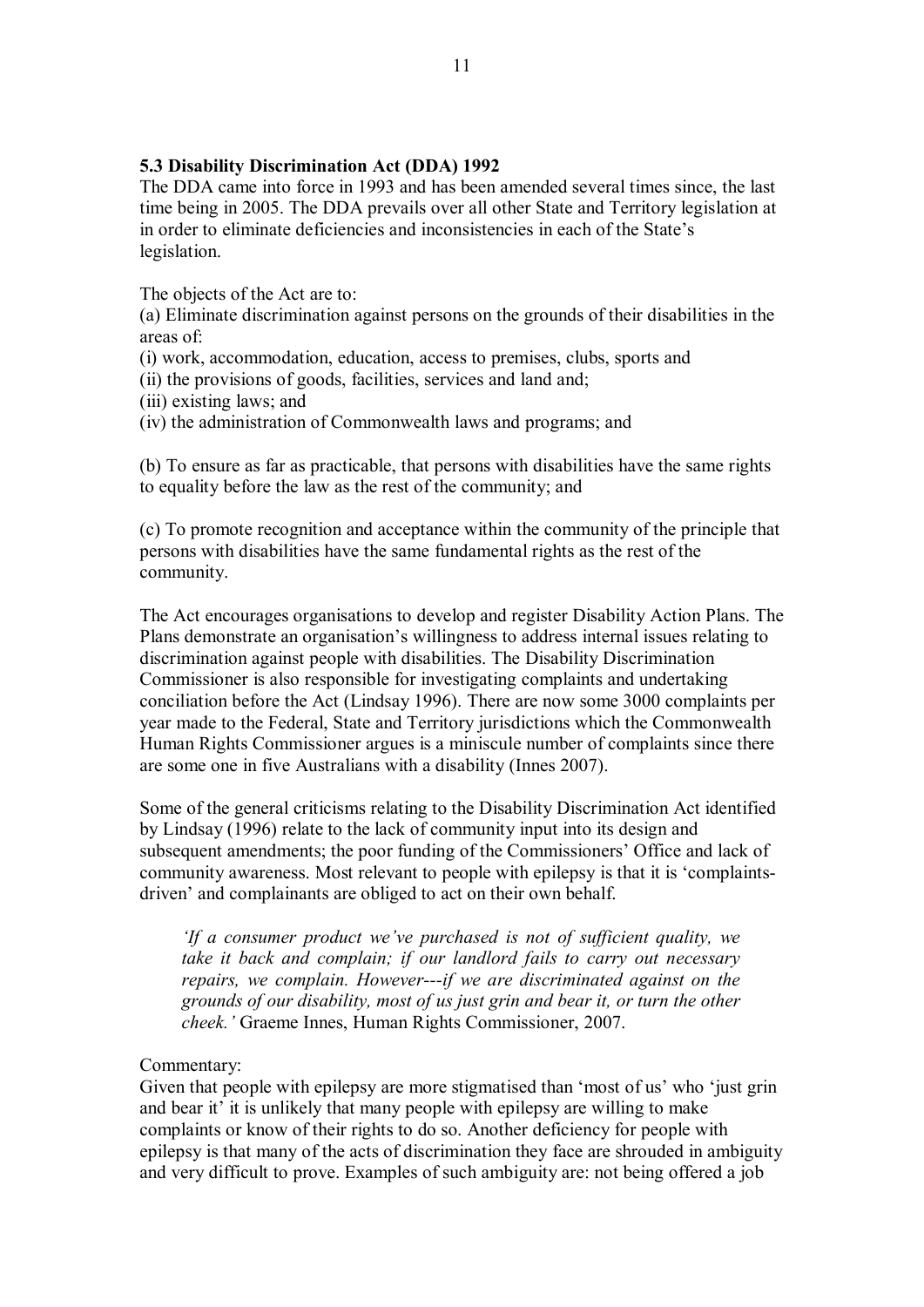### 5.3 Disability Discrimination Act (DDA) 1992

The DDA came into force in 1993 and has been amended several times since, the last time being in 2005. The DDA prevails over all other State and Territory legislation at in order to eliminate deficiencies and inconsistencies in each of the State's legislation.

The objects of the Act are to:

(a) Eliminate discrimination against persons on the grounds of their disabilities in the areas of:

(i) work, accommodation, education, access to premises, clubs, sports and

(ii) the provisions of goods, facilities, services and land and;

(iii) existing laws; and

(iv) the administration of Commonwealth laws and programs; and

(b) To ensure as far as practicable, that persons with disabilities have the same rights to equality before the law as the rest of the community; and

(c) To promote recognition and acceptance within the community of the principle that persons with disabilities have the same fundamental rights as the rest of the community.

The Act encourages organisations to develop and register Disability Action Plans. The Plans demonstrate an organisation's willingness to address internal issues relating to discrimination against people with disabilities. The Disability Discrimination Commissioner is also responsible for investigating complaints and undertaking conciliation before the Act (Lindsay 1996). There are now some 3000 complaints per year made to the Federal, State and Territory jurisdictions which the Commonwealth Human Rights Commissioner argues is a miniscule number of complaints since there are some one in five Australians with a disability (Innes 2007).

Some of the general criticisms relating to the Disability Discrimination Act identified by Lindsay (1996) relate to the lack of community input into its design and subsequent amendments; the poor funding of the Commissioners' Office and lack of community awareness. Most relevant to people with epilepsy is that it is 'complaints-driven' and complainants are obliged to act on their own behalf.

> *'If a consumer product we've purchased is not of sufficient quality, we take it back and complain; if our landlord fails to carry out necessary repairs, we complain. However---if we are discriminated against on the grounds of our disability, most of us just grin and bear it, or turn the other cheek.'* Graeme Innes, Human Rights Commissioner, 2007.

Commentary:

Given that people with epilepsy are more stigmatised than 'most of us' who 'just grin and bear it' it is unlikely that many people with epilepsy are willing to make complaints or know of their rights to do so. Another deficiency for people with epilepsy is that many of the acts of discrimination they face are shrouded in ambiguity and very difficult to prove. Examples of such ambiguity are: not being offered a job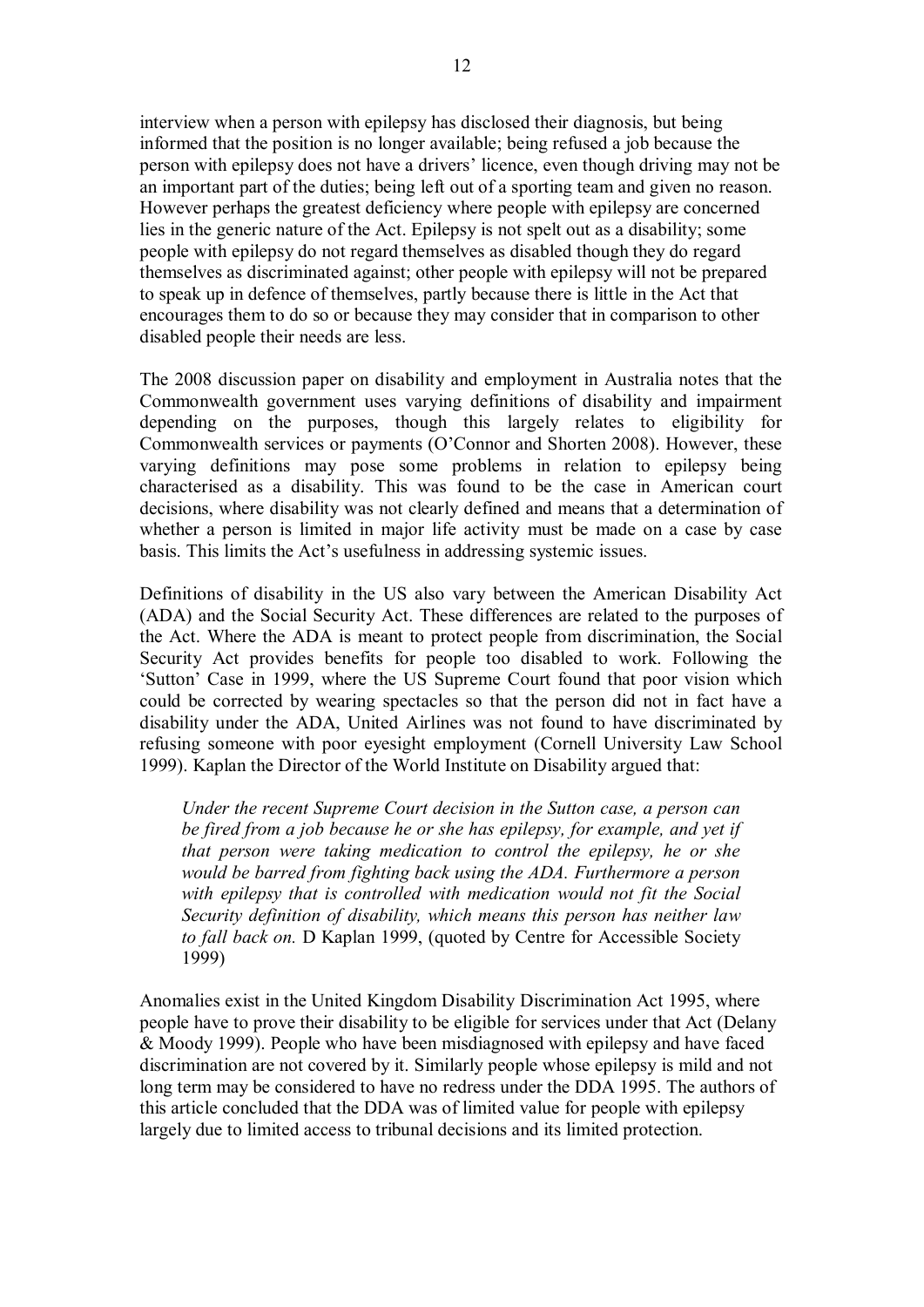interview when a person with epilepsy has disclosed their diagnosis, but being informed that the position is no longer available; being refused a job because the person with epilepsy does not have a drivers' licence, even though driving may not be an important part of the duties; being left out of a sporting team and given no reason. However perhaps the greatest deficiency where people with epilepsy are concerned lies in the generic nature of the Act. Epilepsy is not spelt out as a disability; some people with epilepsy do not regard themselves as disabled though they do regard themselves as discriminated against; other people with epilepsy will not be prepared to speak up in defence of themselves, partly because there is little in the Act that encourages them to do so or because they may consider that in comparison to other disabled people their needs are less.

The 2008 discussion paper on disability and employment in Australia notes that the Commonwealth government uses varying definitions of disability and impairment depending on the purposes, though this largely relates to eligibility for Commonwealth services or payments (O'Connor and Shorten 2008). However, these varying definitions may pose some problems in relation to epilepsy being characterised as a disability. This was found to be the case in American court decisions, where disability was not clearly defined and means that a determination of whether a person is limited in major life activity must be made on a case by case basis. This limits the Act's usefulness in addressing systemic issues.

Definitions of disability in the US also vary between the American Disability Act (ADA) and the Social Security Act. These differences are related to the purposes of the Act. Where the ADA is meant to protect people from discrimination, the Social Security Act provides benefits for people too disabled to work. Following the 'Sutton' Case in 1999, where the US Supreme Court found that poor vision which could be corrected by wearing spectacles so that the person did not in fact have a disability under the ADA, United Airlines was not found to have discriminated by refusing someone with poor eyesight employment (Cornell University Law School 1999). Kaplan the Director of the World Institute on Disability argued that:

> *Under the recent Supreme Court decision in the Sutton case, a person can be fired from a job because he or she has epilepsy, for example, and yet if that person were taking medication to control the epilepsy, he or she would be barred from fighting back using the ADA. Furthermore a person with epilepsy that is controlled with medication would not fit the Social Security definition of disability, which means this person has neither law to fall back on.* D Kaplan 1999, (quoted by Centre for Accessible Society 1999)

Anomalies exist in the United Kingdom Disability Discrimination Act 1995, where people have to prove their disability to be eligible for services under that Act (Delany & Moody 1999). People who have been misdiagnosed with epilepsy and have faced discrimination are not covered by it. Similarly people whose epilepsy is mild and not long term may be considered to have no redress under the DDA 1995. The authors of this article concluded that the DDA was of limited value for people with epilepsy largely due to limited access to tribunal decisions and its limited protection.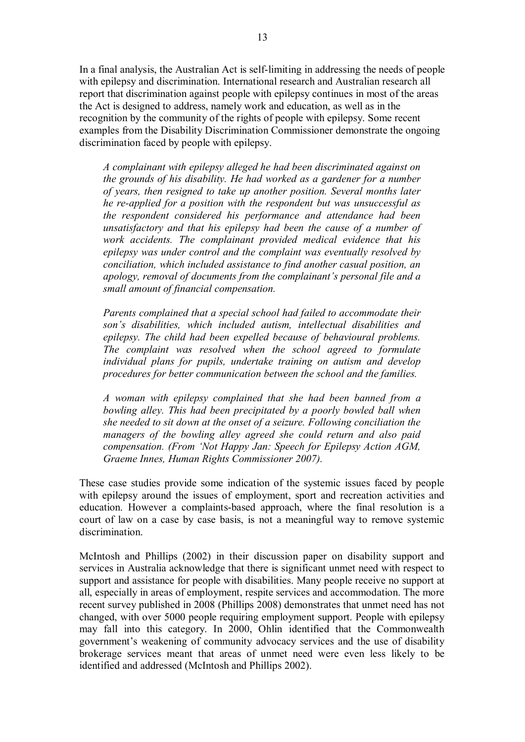In a final analysis, the Australian Act is self-limiting in addressing the needs of people with epilepsy and discrimination. International research and Australian research all report that discrimination against people with epilepsy continues in most of the areas the Act is designed to address, namely work and education, as well as in the recognition by the community of the rights of people with epilepsy. Some recent examples from the Disability Discrimination Commissioner demonstrate the ongoing discrimination faced by people with epilepsy.

> *A complainant with epilepsy alleged he had been discriminated against on the grounds of his disability. He had worked as a gardener for a number of years, then resigned to take up another position. Several months later he re-applied for a position with the respondent but was unsuccessful as the respondent considered his performance and attendance had been unsatisfactory and that his epilepsy had been the cause of a number of work accidents. The complainant provided medical evidence that his epilepsy was under control and the complaint was eventually resolved by conciliation, which included assistance to find another casual position, an apology, removal of documents from the complainant's personal file and a small amount of financial compensation.*
>
> *Parents complained that a special school had failed to accommodate their son's disabilities, which included autism, intellectual disabilities and epilepsy. The child had been expelled because of behavioural problems. The complaint was resolved when the school agreed to formulate individual plans for pupils, undertake training on autism and develop procedures for better communication between the school and the families.*
>
> *A woman with epilepsy complained that she had been banned from a bowling alley. This had been precipitated by a poorly bowled ball when she needed to sit down at the onset of a seizure. Following conciliation the managers of the bowling alley agreed she could return and also paid compensation. (From 'Not Happy Jan: Speech for Epilepsy Action AGM, Graeme Innes, Human Rights Commissioner 2007).*

These case studies provide some indication of the systemic issues faced by people with epilepsy around the issues of employment, sport and recreation activities and education. However a complaints-based approach, where the final resolution is a court of law on a case by case basis, is not a meaningful way to remove systemic discrimination.

McIntosh and Phillips (2002) in their discussion paper on disability support and services in Australia acknowledge that there is significant unmet need with respect to support and assistance for people with disabilities. Many people receive no support at all, especially in areas of employment, respite services and accommodation. The more recent survey published in 2008 (Phillips 2008) demonstrates that unmet need has not changed, with over 5000 people requiring employment support. People with epilepsy may fall into this category. In 2000, Ohlin identified that the Commonwealth government's weakening of community advocacy services and the use of disability brokerage services meant that areas of unmet need were even less likely to be identified and addressed (McIntosh and Phillips 2002).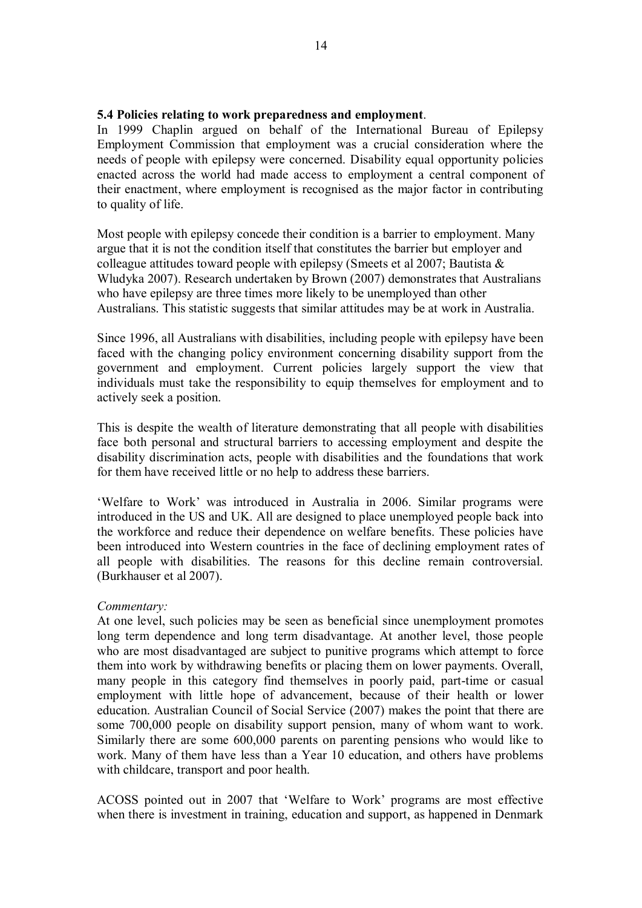**5.4 Policies relating to work preparedness and employment**.

In 1999 Chaplin argued on behalf of the International Bureau of Epilepsy Employment Commission that employment was a crucial consideration where the needs of people with epilepsy were concerned. Disability equal opportunity policies enacted across the world had made access to employment a central component of their enactment, where employment is recognised as the major factor in contributing to quality of life.

Most people with epilepsy concede their condition is a barrier to employment. Many argue that it is not the condition itself that constitutes the barrier but employer and colleague attitudes toward people with epilepsy (Smeets et al 2007; Bautista & Wludyka 2007). Research undertaken by Brown (2007) demonstrates that Australians who have epilepsy are three times more likely to be unemployed than other Australians. This statistic suggests that similar attitudes may be at work in Australia.

Since 1996, all Australians with disabilities, including people with epilepsy have been faced with the changing policy environment concerning disability support from the government and employment. Current policies largely support the view that individuals must take the responsibility to equip themselves for employment and to actively seek a position.

This is despite the wealth of literature demonstrating that all people with disabilities face both personal and structural barriers to accessing employment and despite the disability discrimination acts, people with disabilities and the foundations that work for them have received little or no help to address these barriers.

'Welfare to Work' was introduced in Australia in 2006. Similar programs were introduced in the US and UK. All are designed to place unemployed people back into the workforce and reduce their dependence on welfare benefits. These policies have been introduced into Western countries in the face of declining employment rates of all people with disabilities. The reasons for this decline remain controversial. (Burkhauser et al 2007).

*Commentary:*

At one level, such policies may be seen as beneficial since unemployment promotes long term dependence and long term disadvantage. At another level, those people who are most disadvantaged are subject to punitive programs which attempt to force them into work by withdrawing benefits or placing them on lower payments. Overall, many people in this category find themselves in poorly paid, part-time or casual employment with little hope of advancement, because of their health or lower education. Australian Council of Social Service (2007) makes the point that there are some 700,000 people on disability support pension, many of whom want to work. Similarly there are some 600,000 parents on parenting pensions who would like to work. Many of them have less than a Year 10 education, and others have problems with childcare, transport and poor health.

ACOSS pointed out in 2007 that 'Welfare to Work' programs are most effective when there is investment in training, education and support, as happened in Denmark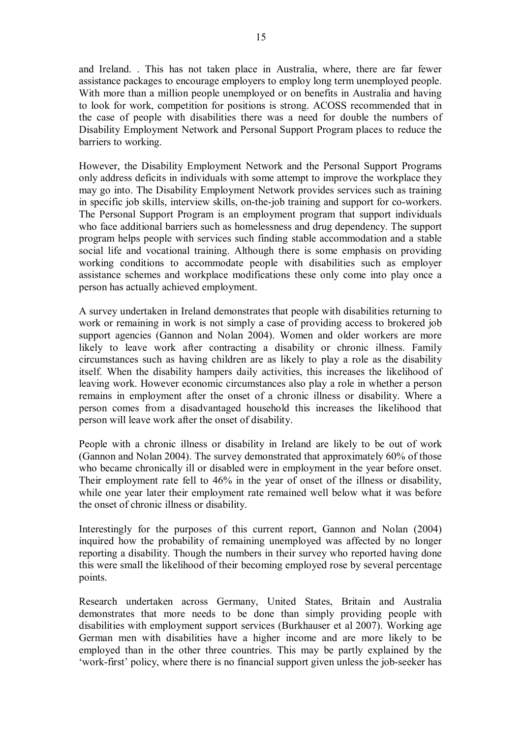and Ireland. . This has not taken place in Australia, where, there are far fewer assistance packages to encourage employers to employ long term unemployed people. With more than a million people unemployed or on benefits in Australia and having to look for work, competition for positions is strong. ACOSS recommended that in the case of people with disabilities there was a need for double the numbers of Disability Employment Network and Personal Support Program places to reduce the barriers to working.

However, the Disability Employment Network and the Personal Support Programs only address deficits in individuals with some attempt to improve the workplace they may go into. The Disability Employment Network provides services such as training in specific job skills, interview skills, on-the-job training and support for co-workers. The Personal Support Program is an employment program that support individuals who face additional barriers such as homelessness and drug dependency. The support program helps people with services such finding stable accommodation and a stable social life and vocational training. Although there is some emphasis on providing working conditions to accommodate people with disabilities such as employer assistance schemes and workplace modifications these only come into play once a person has actually achieved employment.

A survey undertaken in Ireland demonstrates that people with disabilities returning to work or remaining in work is not simply a case of providing access to brokered job support agencies (Gannon and Nolan 2004). Women and older workers are more likely to leave work after contracting a disability or chronic illness. Family circumstances such as having children are as likely to play a role as the disability itself. When the disability hampers daily activities, this increases the likelihood of leaving work. However economic circumstances also play a role in whether a person remains in employment after the onset of a chronic illness or disability. Where a person comes from a disadvantaged household this increases the likelihood that person will leave work after the onset of disability.

People with a chronic illness or disability in Ireland are likely to be out of work (Gannon and Nolan 2004). The survey demonstrated that approximately 60% of those who became chronically ill or disabled were in employment in the year before onset. Their employment rate fell to 46% in the year of onset of the illness or disability, while one year later their employment rate remained well below what it was before the onset of chronic illness or disability.

Interestingly for the purposes of this current report, Gannon and Nolan (2004) inquired how the probability of remaining unemployed was affected by no longer reporting a disability. Though the numbers in their survey who reported having done this were small the likelihood of their becoming employed rose by several percentage points.

Research undertaken across Germany, United States, Britain and Australia demonstrates that more needs to be done than simply providing people with disabilities with employment support services (Burkhauser et al 2007). Working age German men with disabilities have a higher income and are more likely to be employed than in the other three countries. This may be partly explained by the 'work-first' policy, where there is no financial support given unless the job-seeker has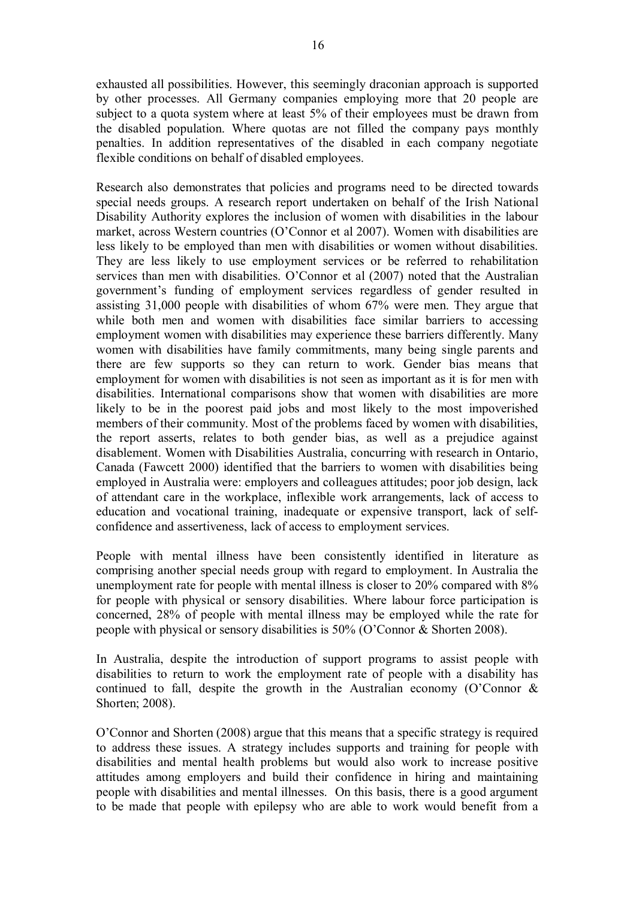exhausted all possibilities. However, this seemingly draconian approach is supported by other processes. All Germany companies employing more that 20 people are subject to a quota system where at least 5% of their employees must be drawn from the disabled population. Where quotas are not filled the company pays monthly penalties. In addition representatives of the disabled in each company negotiate flexible conditions on behalf of disabled employees.

Research also demonstrates that policies and programs need to be directed towards special needs groups. A research report undertaken on behalf of the Irish National Disability Authority explores the inclusion of women with disabilities in the labour market, across Western countries (O'Connor et al 2007). Women with disabilities are less likely to be employed than men with disabilities or women without disabilities. They are less likely to use employment services or be referred to rehabilitation services than men with disabilities. O'Connor et al (2007) noted that the Australian government's funding of employment services regardless of gender resulted in assisting 31,000 people with disabilities of whom 67% were men. They argue that while both men and women with disabilities face similar barriers to accessing employment women with disabilities may experience these barriers differently. Many women with disabilities have family commitments, many being single parents and there are few supports so they can return to work. Gender bias means that employment for women with disabilities is not seen as important as it is for men with disabilities. International comparisons show that women with disabilities are more likely to be in the poorest paid jobs and most likely to the most impoverished members of their community. Most of the problems faced by women with disabilities, the report asserts, relates to both gender bias, as well as a prejudice against disablement. Women with Disabilities Australia, concurring with research in Ontario, Canada (Fawcett 2000) identified that the barriers to women with disabilities being employed in Australia were: employers and colleagues attitudes; poor job design, lack of attendant care in the workplace, inflexible work arrangements, lack of access to education and vocational training, inadequate or expensive transport, lack of self-confidence and assertiveness, lack of access to employment services.

People with mental illness have been consistently identified in literature as comprising another special needs group with regard to employment. In Australia the unemployment rate for people with mental illness is closer to 20% compared with 8% for people with physical or sensory disabilities. Where labour force participation is concerned, 28% of people with mental illness may be employed while the rate for people with physical or sensory disabilities is 50% (O'Connor & Shorten 2008).

In Australia, despite the introduction of support programs to assist people with disabilities to return to work the employment rate of people with a disability has continued to fall, despite the growth in the Australian economy (O'Connor & Shorten; 2008).

O'Connor and Shorten (2008) argue that this means that a specific strategy is required to address these issues. A strategy includes supports and training for people with disabilities and mental health problems but would also work to increase positive attitudes among employers and build their confidence in hiring and maintaining people with disabilities and mental illnesses. On this basis, there is a good argument to be made that people with epilepsy who are able to work would benefit from a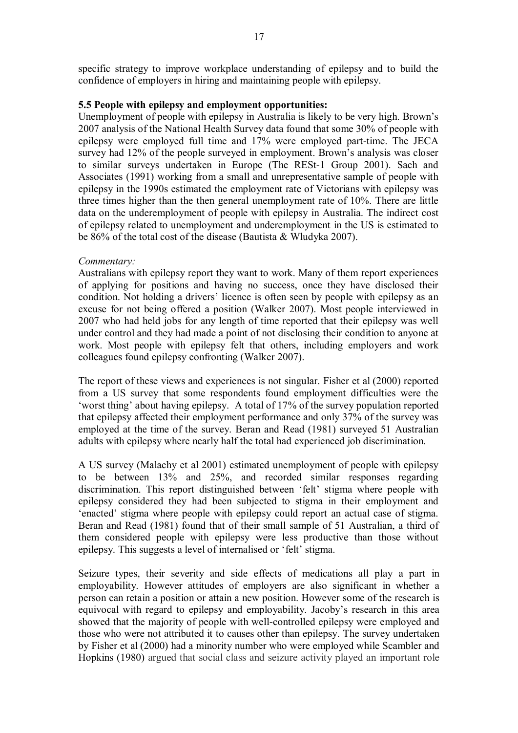specific strategy to improve workplace understanding of epilepsy and to build the confidence of employers in hiring and maintaining people with epilepsy.

**5.5 People with epilepsy and employment opportunities:**

Unemployment of people with epilepsy in Australia is likely to be very high. Brown's 2007 analysis of the National Health Survey data found that some 30% of people with epilepsy were employed full time and 17% were employed part-time. The JECA survey had 12% of the people surveyed in employment. Brown's analysis was closer to similar surveys undertaken in Europe (The RESt-1 Group 2001). Sach and Associates (1991) working from a small and unrepresentative sample of people with epilepsy in the 1990s estimated the employment rate of Victorians with epilepsy was three times higher than the then general unemployment rate of 10%. There are little data on the underemployment of people with epilepsy in Australia. The indirect cost of epilepsy related to unemployment and underemployment in the US is estimated to be 86% of the total cost of the disease (Bautista & Wludyka 2007).

*Commentary:*

Australians with epilepsy report they want to work. Many of them report experiences of applying for positions and having no success, once they have disclosed their condition. Not holding a drivers' licence is often seen by people with epilepsy as an excuse for not being offered a position (Walker 2007). Most people interviewed in 2007 who had held jobs for any length of time reported that their epilepsy was well under control and they had made a point of not disclosing their condition to anyone at work. Most people with epilepsy felt that others, including employers and work colleagues found epilepsy confronting (Walker 2007).

The report of these views and experiences is not singular. Fisher et al (2000) reported from a US survey that some respondents found employment difficulties were the 'worst thing' about having epilepsy. A total of 17% of the survey population reported that epilepsy affected their employment performance and only 37% of the survey was employed at the time of the survey. Beran and Read (1981) surveyed 51 Australian adults with epilepsy where nearly half the total had experienced job discrimination.

A US survey (Malachy et al 2001) estimated unemployment of people with epilepsy to be between 13% and 25%, and recorded similar responses regarding discrimination. This report distinguished between 'felt' stigma where people with epilepsy considered they had been subjected to stigma in their employment and 'enacted' stigma where people with epilepsy could report an actual case of stigma. Beran and Read (1981) found that of their small sample of 51 Australian, a third of them considered people with epilepsy were less productive than those without epilepsy. This suggests a level of internalised or 'felt' stigma.

Seizure types, their severity and side effects of medications all play a part in employability. However attitudes of employers are also significant in whether a person can retain a position or attain a new position. However some of the research is equivocal with regard to epilepsy and employability. Jacoby's research in this area showed that the majority of people with well-controlled epilepsy were employed and those who were not attributed it to causes other than epilepsy. The survey undertaken by Fisher et al (2000) had a minority number who were employed while Scambler and Hopkins (1980) argued that social class and seizure activity played an important role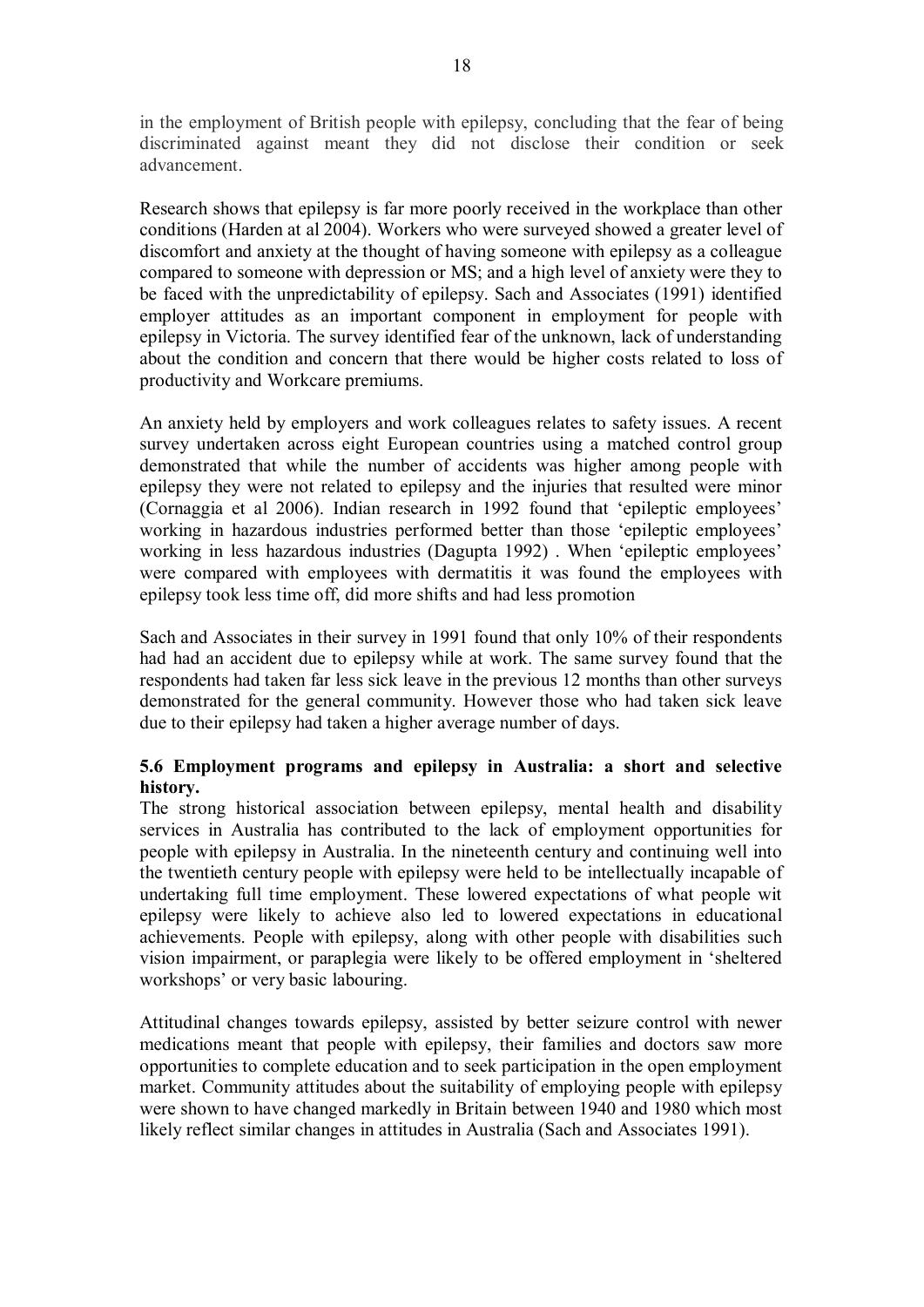in the employment of British people with epilepsy, concluding that the fear of being discriminated against meant they did not disclose their condition or seek advancement.

Research shows that epilepsy is far more poorly received in the workplace than other conditions (Harden at al 2004). Workers who were surveyed showed a greater level of discomfort and anxiety at the thought of having someone with epilepsy as a colleague compared to someone with depression or MS; and a high level of anxiety were they to be faced with the unpredictability of epilepsy. Sach and Associates (1991) identified employer attitudes as an important component in employment for people with epilepsy in Victoria. The survey identified fear of the unknown, lack of understanding about the condition and concern that there would be higher costs related to loss of productivity and Workcare premiums.

An anxiety held by employers and work colleagues relates to safety issues. A recent survey undertaken across eight European countries using a matched control group demonstrated that while the number of accidents was higher among people with epilepsy they were not related to epilepsy and the injuries that resulted were minor (Cornaggia et al 2006). Indian research in 1992 found that 'epileptic employees' working in hazardous industries performed better than those 'epileptic employees' working in less hazardous industries (Dagupta 1992) . When 'epileptic employees' were compared with employees with dermatitis it was found the employees with epilepsy took less time off, did more shifts and had less promotion

Sach and Associates in their survey in 1991 found that only 10% of their respondents had had an accident due to epilepsy while at work. The same survey found that the respondents had taken far less sick leave in the previous 12 months than other surveys demonstrated for the general community. However those who had taken sick leave due to their epilepsy had taken a higher average number of days.

### 5.6 Employment programs and epilepsy in Australia: a short and selective history.

The strong historical association between epilepsy, mental health and disability services in Australia has contributed to the lack of employment opportunities for people with epilepsy in Australia. In the nineteenth century and continuing well into the twentieth century people with epilepsy were held to be intellectually incapable of undertaking full time employment. These lowered expectations of what people wit epilepsy were likely to achieve also led to lowered expectations in educational achievements. People with epilepsy, along with other people with disabilities such vision impairment, or paraplegia were likely to be offered employment in 'sheltered workshops' or very basic labouring.

Attitudinal changes towards epilepsy, assisted by better seizure control with newer medications meant that people with epilepsy, their families and doctors saw more opportunities to complete education and to seek participation in the open employment market. Community attitudes about the suitability of employing people with epilepsy were shown to have changed markedly in Britain between 1940 and 1980 which most likely reflect similar changes in attitudes in Australia (Sach and Associates 1991).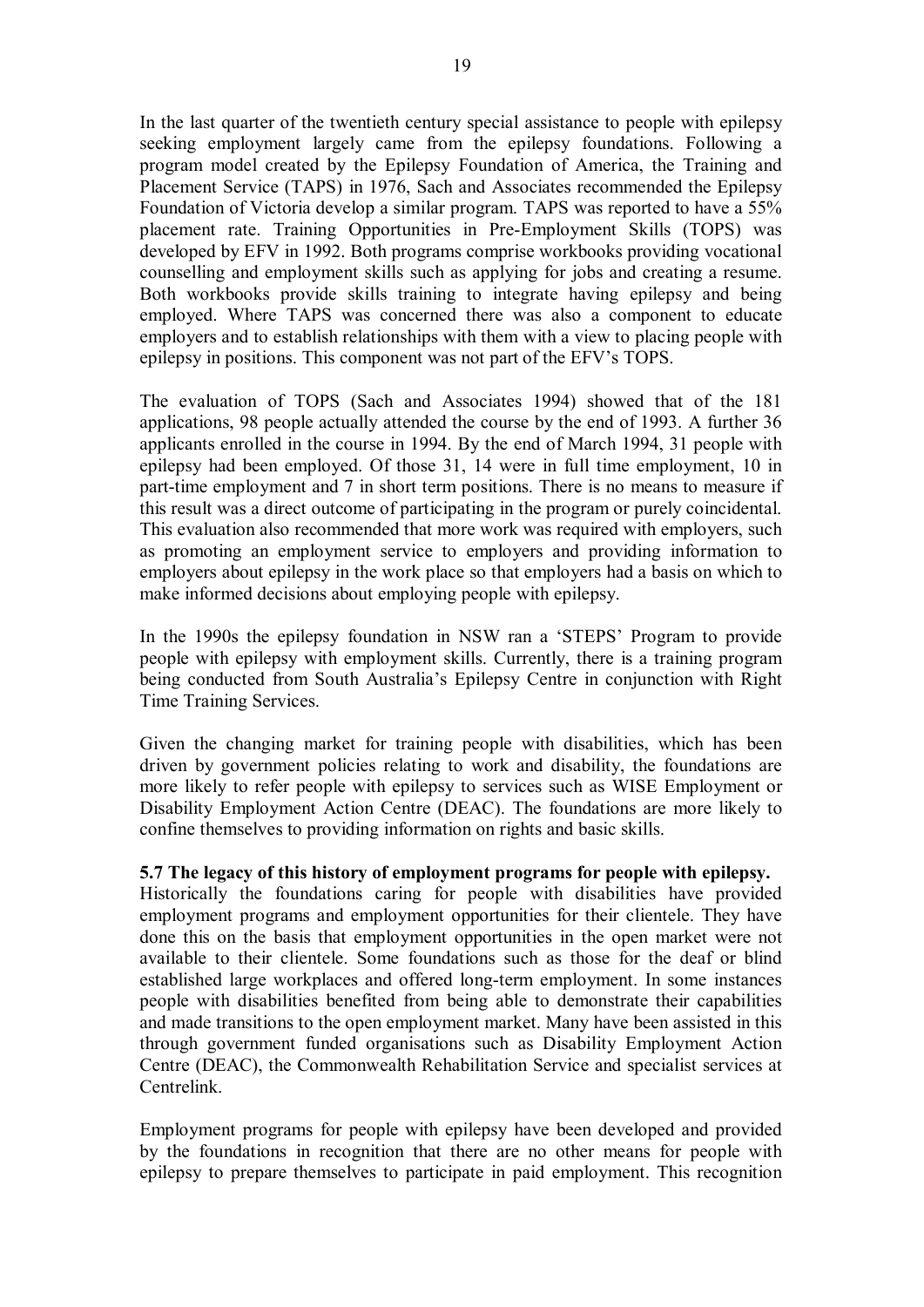In the last quarter of the twentieth century special assistance to people with epilepsy seeking employment largely came from the epilepsy foundations. Following a program model created by the Epilepsy Foundation of America, the Training and Placement Service (TAPS) in 1976, Sach and Associates recommended the Epilepsy Foundation of Victoria develop a similar program. TAPS was reported to have a 55% placement rate. Training Opportunities in Pre-Employment Skills (TOPS) was developed by EFV in 1992. Both programs comprise workbooks providing vocational counselling and employment skills such as applying for jobs and creating a resume. Both workbooks provide skills training to integrate having epilepsy and being employed. Where TAPS was concerned there was also a component to educate employers and to establish relationships with them with a view to placing people with epilepsy in positions. This component was not part of the EFV's TOPS.

The evaluation of TOPS (Sach and Associates 1994) showed that of the 181 applications, 98 people actually attended the course by the end of 1993. A further 36 applicants enrolled in the course in 1994. By the end of March 1994, 31 people with epilepsy had been employed. Of those 31, 14 were in full time employment, 10 in part-time employment and 7 in short term positions. There is no means to measure if this result was a direct outcome of participating in the program or purely coincidental. This evaluation also recommended that more work was required with employers, such as promoting an employment service to employers and providing information to employers about epilepsy in the work place so that employers had a basis on which to make informed decisions about employing people with epilepsy.

In the 1990s the epilepsy foundation in NSW ran a 'STEPS' Program to provide people with epilepsy with employment skills. Currently, there is a training program being conducted from South Australia's Epilepsy Centre in conjunction with Right Time Training Services.

Given the changing market for training people with disabilities, which has been driven by government policies relating to work and disability, the foundations are more likely to refer people with epilepsy to services such as WISE Employment or Disability Employment Action Centre (DEAC). The foundations are more likely to confine themselves to providing information on rights and basic skills.

### 5.7 The legacy of this history of employment programs for people with epilepsy.

Historically the foundations caring for people with disabilities have provided employment programs and employment opportunities for their clientele. They have done this on the basis that employment opportunities in the open market were not available to their clientele. Some foundations such as those for the deaf or blind established large workplaces and offered long-term employment. In some instances people with disabilities benefited from being able to demonstrate their capabilities and made transitions to the open employment market. Many have been assisted in this through government funded organisations such as Disability Employment Action Centre (DEAC), the Commonwealth Rehabilitation Service and specialist services at Centrelink.

Employment programs for people with epilepsy have been developed and provided by the foundations in recognition that there are no other means for people with epilepsy to prepare themselves to participate in paid employment. This recognition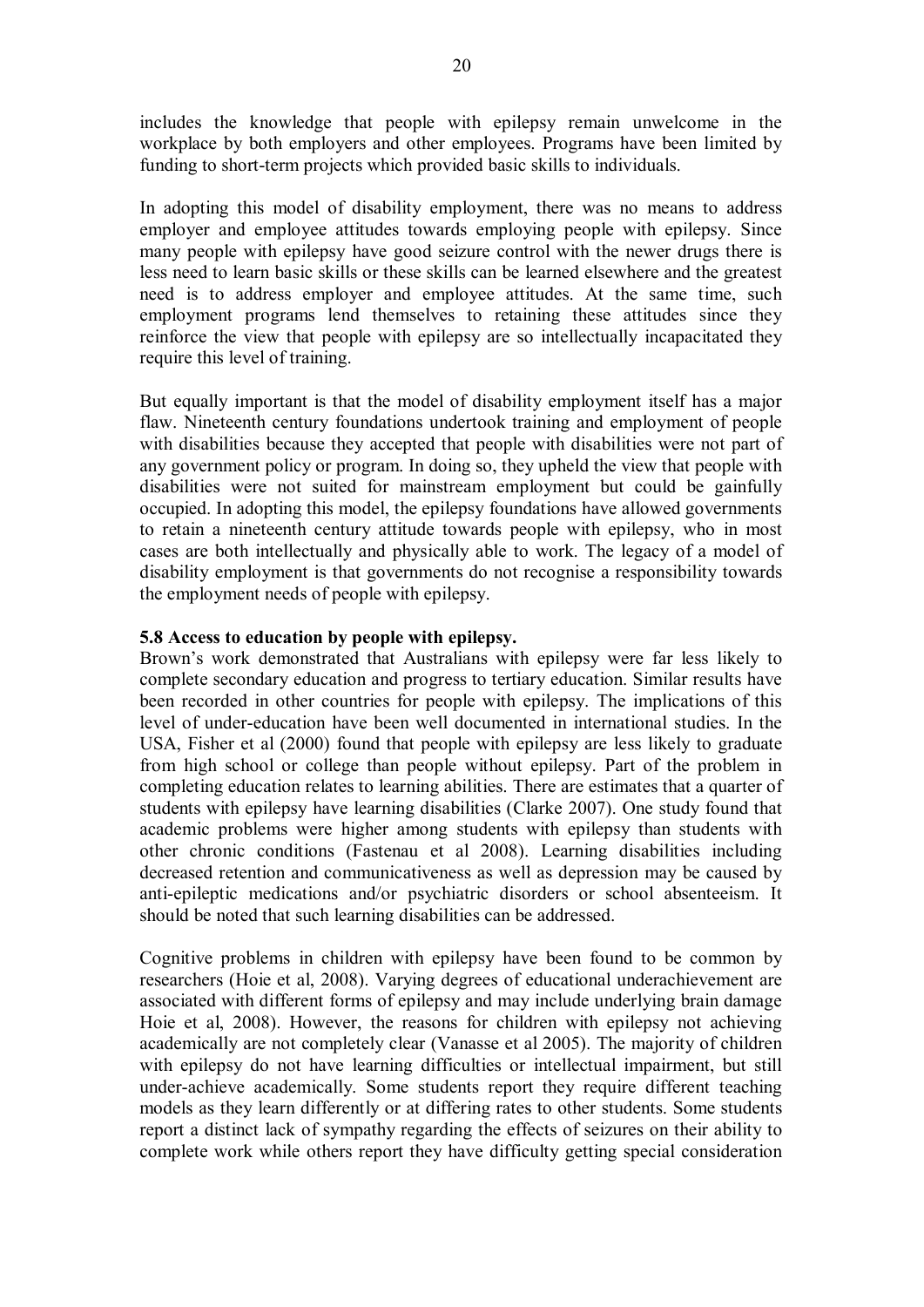includes the knowledge that people with epilepsy remain unwelcome in the workplace by both employers and other employees. Programs have been limited by funding to short-term projects which provided basic skills to individuals.

In adopting this model of disability employment, there was no means to address employer and employee attitudes towards employing people with epilepsy. Since many people with epilepsy have good seizure control with the newer drugs there is less need to learn basic skills or these skills can be learned elsewhere and the greatest need is to address employer and employee attitudes. At the same time, such employment programs lend themselves to retaining these attitudes since they reinforce the view that people with epilepsy are so intellectually incapacitated they require this level of training.

But equally important is that the model of disability employment itself has a major flaw. Nineteenth century foundations undertook training and employment of people with disabilities because they accepted that people with disabilities were not part of any government policy or program. In doing so, they upheld the view that people with disabilities were not suited for mainstream employment but could be gainfully occupied. In adopting this model, the epilepsy foundations have allowed governments to retain a nineteenth century attitude towards people with epilepsy, who in most cases are both intellectually and physically able to work. The legacy of a model of disability employment is that governments do not recognise a responsibility towards the employment needs of people with epilepsy.

**5.8 Access to education by people with epilepsy.**

Brown's work demonstrated that Australians with epilepsy were far less likely to complete secondary education and progress to tertiary education. Similar results have been recorded in other countries for people with epilepsy. The implications of this level of under-education have been well documented in international studies. In the USA, Fisher et al (2000) found that people with epilepsy are less likely to graduate from high school or college than people without epilepsy. Part of the problem in completing education relates to learning abilities. There are estimates that a quarter of students with epilepsy have learning disabilities (Clarke 2007). One study found that academic problems were higher among students with epilepsy than students with other chronic conditions (Fastenau et al 2008). Learning disabilities including decreased retention and communicativeness as well as depression may be caused by anti-epileptic medications and/or psychiatric disorders or school absenteeism. It should be noted that such learning disabilities can be addressed.

Cognitive problems in children with epilepsy have been found to be common by researchers (Hoie et al, 2008). Varying degrees of educational underachievement are associated with different forms of epilepsy and may include underlying brain damage Hoie et al, 2008). However, the reasons for children with epilepsy not achieving academically are not completely clear (Vanasse et al 2005). The majority of children with epilepsy do not have learning difficulties or intellectual impairment, but still under-achieve academically. Some students report they require different teaching models as they learn differently or at differing rates to other students. Some students report a distinct lack of sympathy regarding the effects of seizures on their ability to complete work while others report they have difficulty getting special consideration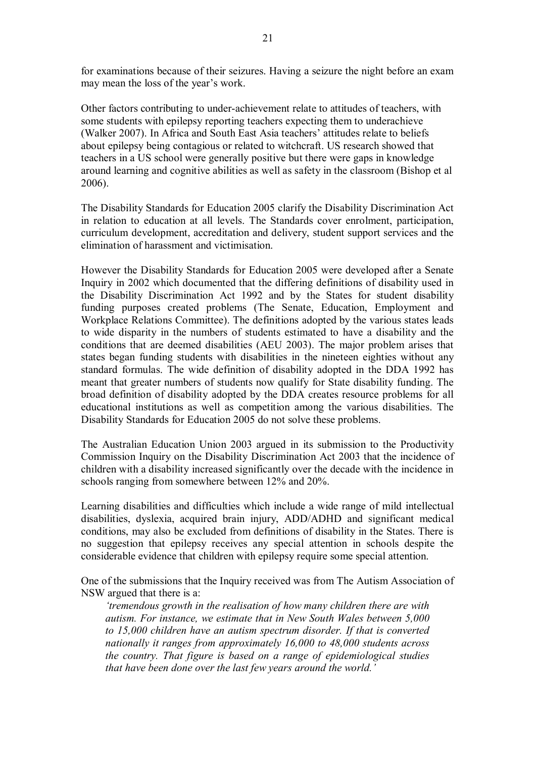for examinations because of their seizures. Having a seizure the night before an exam may mean the loss of the year's work.

Other factors contributing to under-achievement relate to attitudes of teachers, with some students with epilepsy reporting teachers expecting them to underachieve (Walker 2007). In Africa and South East Asia teachers' attitudes relate to beliefs about epilepsy being contagious or related to witchcraft. US research showed that teachers in a US school were generally positive but there were gaps in knowledge around learning and cognitive abilities as well as safety in the classroom (Bishop et al 2006).

The Disability Standards for Education 2005 clarify the Disability Discrimination Act in relation to education at all levels. The Standards cover enrolment, participation, curriculum development, accreditation and delivery, student support services and the elimination of harassment and victimisation.

However the Disability Standards for Education 2005 were developed after a Senate Inquiry in 2002 which documented that the differing definitions of disability used in the Disability Discrimination Act 1992 and by the States for student disability funding purposes created problems (The Senate, Education, Employment and Workplace Relations Committee). The definitions adopted by the various states leads to wide disparity in the numbers of students estimated to have a disability and the conditions that are deemed disabilities (AEU 2003). The major problem arises that states began funding students with disabilities in the nineteen eighties without any standard formulas. The wide definition of disability adopted in the DDA 1992 has meant that greater numbers of students now qualify for State disability funding. The broad definition of disability adopted by the DDA creates resource problems for all educational institutions as well as competition among the various disabilities. The Disability Standards for Education 2005 do not solve these problems.

The Australian Education Union 2003 argued in its submission to the Productivity Commission Inquiry on the Disability Discrimination Act 2003 that the incidence of children with a disability increased significantly over the decade with the incidence in schools ranging from somewhere between 12% and 20%.

Learning disabilities and difficulties which include a wide range of mild intellectual disabilities, dyslexia, acquired brain injury, ADD/ADHD and significant medical conditions, may also be excluded from definitions of disability in the States. There is no suggestion that epilepsy receives any special attention in schools despite the considerable evidence that children with epilepsy require some special attention.

One of the submissions that the Inquiry received was from The Autism Association of NSW argued that there is a:

> *'tremendous growth in the realisation of how many children there are with autism. For instance, we estimate that in New South Wales between 5,000 to 15,000 children have an autism spectrum disorder. If that is converted nationally it ranges from approximately 16,000 to 48,000 students across the country. That figure is based on a range of epidemiological studies that have been done over the last few years around the world.'*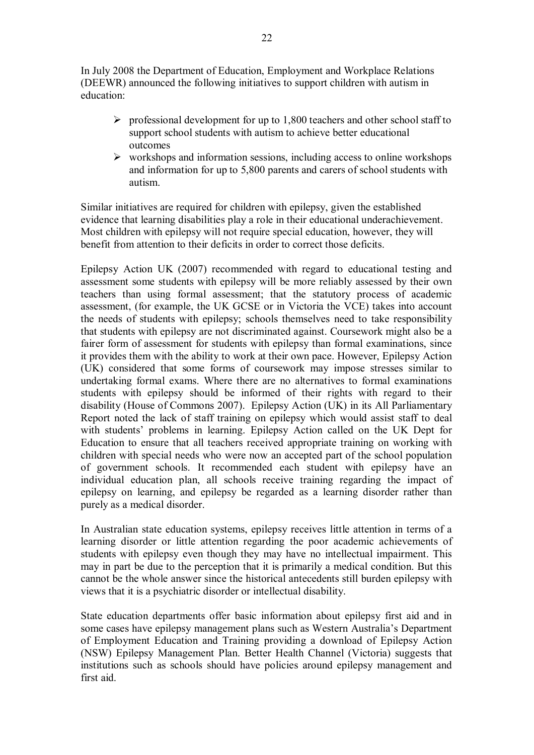In July 2008 the Department of Education, Employment and Workplace Relations (DEEWR) announced the following initiatives to support children with autism in education:

- professional development for up to 1,800 teachers and other school staff to support school students with autism to achieve better educational outcomes
- workshops and information sessions, including access to online workshops and information for up to 5,800 parents and carers of school students with autism.

Similar initiatives are required for children with epilepsy, given the established evidence that learning disabilities play a role in their educational underachievement. Most children with epilepsy will not require special education, however, they will benefit from attention to their deficits in order to correct those deficits.

Epilepsy Action UK (2007) recommended with regard to educational testing and assessment some students with epilepsy will be more reliably assessed by their own teachers than using formal assessment; that the statutory process of academic assessment, (for example, the UK GCSE or in Victoria the VCE) takes into account the needs of students with epilepsy; schools themselves need to take responsibility that students with epilepsy are not discriminated against. Coursework might also be a fairer form of assessment for students with epilepsy than formal examinations, since it provides them with the ability to work at their own pace. However, Epilepsy Action (UK) considered that some forms of coursework may impose stresses similar to undertaking formal exams. Where there are no alternatives to formal examinations students with epilepsy should be informed of their rights with regard to their disability (House of Commons 2007). Epilepsy Action (UK) in its All Parliamentary Report noted the lack of staff training on epilepsy which would assist staff to deal with students' problems in learning. Epilepsy Action called on the UK Dept for Education to ensure that all teachers received appropriate training on working with children with special needs who were now an accepted part of the school population of government schools. It recommended each student with epilepsy have an individual education plan, all schools receive training regarding the impact of epilepsy on learning, and epilepsy be regarded as a learning disorder rather than purely as a medical disorder.

In Australian state education systems, epilepsy receives little attention in terms of a learning disorder or little attention regarding the poor academic achievements of students with epilepsy even though they may have no intellectual impairment. This may in part be due to the perception that it is primarily a medical condition. But this cannot be the whole answer since the historical antecedents still burden epilepsy with views that it is a psychiatric disorder or intellectual disability.

State education departments offer basic information about epilepsy first aid and in some cases have epilepsy management plans such as Western Australia's Department of Employment Education and Training providing a download of Epilepsy Action (NSW) Epilepsy Management Plan. Better Health Channel (Victoria) suggests that institutions such as schools should have policies around epilepsy management and first aid.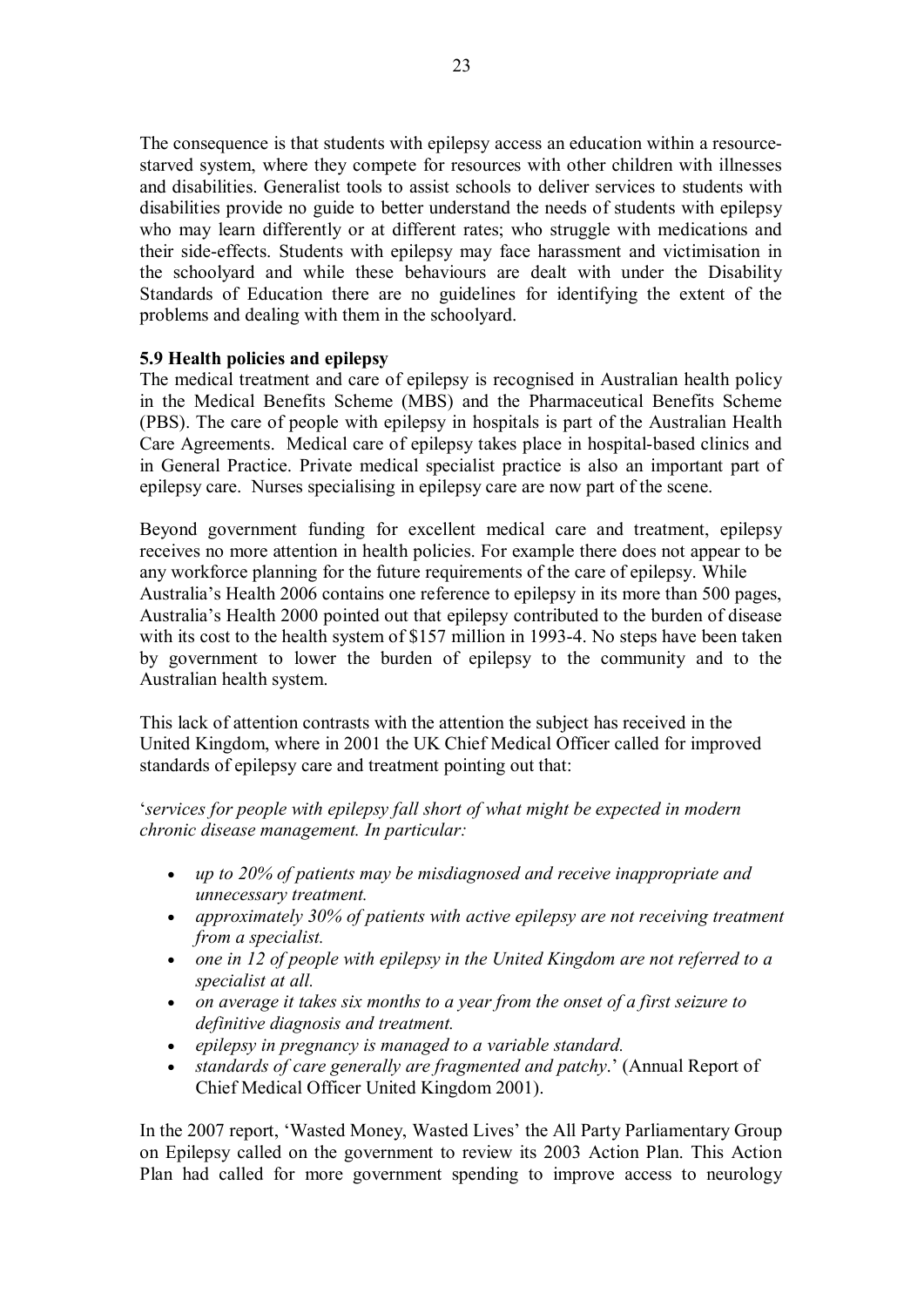The consequence is that students with epilepsy access an education within a resource-starved system, where they compete for resources with other children with illnesses and disabilities. Generalist tools to assist schools to deliver services to students with disabilities provide no guide to better understand the needs of students with epilepsy who may learn differently or at different rates; who struggle with medications and their side-effects. Students with epilepsy may face harassment and victimisation in the schoolyard and while these behaviours are dealt with under the Disability Standards of Education there are no guidelines for identifying the extent of the problems and dealing with them in the schoolyard.

**5.9 Health policies and epilepsy**

The medical treatment and care of epilepsy is recognised in Australian health policy in the Medical Benefits Scheme (MBS) and the Pharmaceutical Benefits Scheme (PBS). The care of people with epilepsy in hospitals is part of the Australian Health Care Agreements. Medical care of epilepsy takes place in hospital-based clinics and in General Practice. Private medical specialist practice is also an important part of epilepsy care. Nurses specialising in epilepsy care are now part of the scene.

Beyond government funding for excellent medical care and treatment, epilepsy receives no more attention in health policies. For example there does not appear to be any workforce planning for the future requirements of the care of epilepsy. While Australia's Health 2006 contains one reference to epilepsy in its more than 500 pages, Australia's Health 2000 pointed out that epilepsy contributed to the burden of disease with its cost to the health system of $157 million in 1993-4. No steps have been taken by government to lower the burden of epilepsy to the community and to the Australian health system.

This lack of attention contrasts with the attention the subject has received in the United Kingdom, where in 2001 the UK Chief Medical Officer called for improved standards of epilepsy care and treatment pointing out that:

'*services for people with epilepsy fall short of what might be expected in modern chronic disease management. In particular:*

- *up to 20% of patients may be misdiagnosed and receive inappropriate and unnecessary treatment.*
- *approximately 30% of patients with active epilepsy are not receiving treatment from a specialist.*
- *one in 12 of people with epilepsy in the United Kingdom are not referred to a specialist at all.*
- *on average it takes six months to a year from the onset of a first seizure to definitive diagnosis and treatment.*
- *epilepsy in pregnancy is managed to a variable standard.*
- *standards of care generally are fragmented and patchy*.' (Annual Report of Chief Medical Officer United Kingdom 2001).

In the 2007 report, 'Wasted Money, Wasted Lives' the All Party Parliamentary Group on Epilepsy called on the government to review its 2003 Action Plan. This Action Plan had called for more government spending to improve access to neurology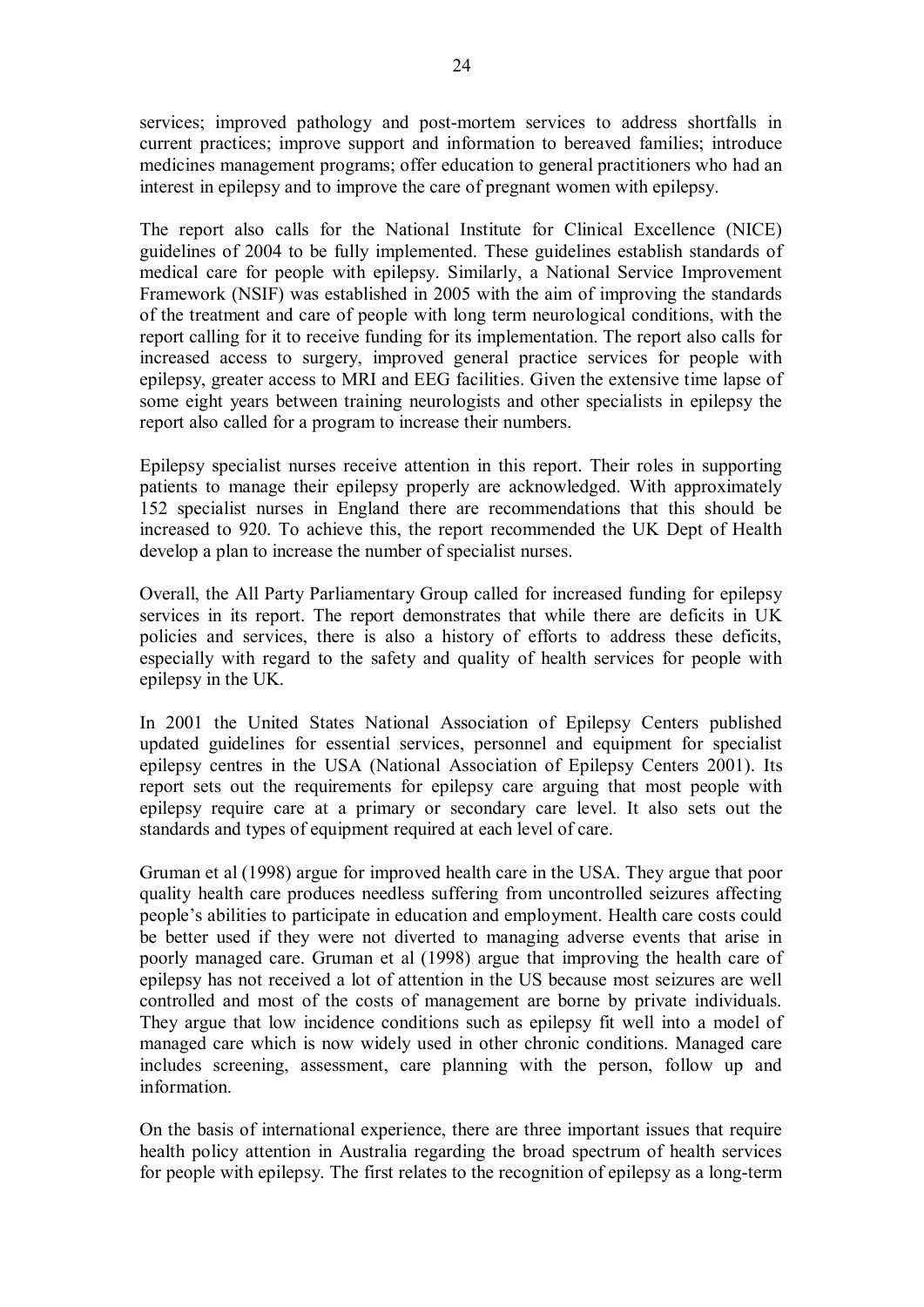services; improved pathology and post-mortem services to address shortfalls in current practices; improve support and information to bereaved families; introduce medicines management programs; offer education to general practitioners who had an interest in epilepsy and to improve the care of pregnant women with epilepsy.

The report also calls for the National Institute for Clinical Excellence (NICE) guidelines of 2004 to be fully implemented. These guidelines establish standards of medical care for people with epilepsy. Similarly, a National Service Improvement Framework (NSIF) was established in 2005 with the aim of improving the standards of the treatment and care of people with long term neurological conditions, with the report calling for it to receive funding for its implementation. The report also calls for increased access to surgery, improved general practice services for people with epilepsy, greater access to MRI and EEG facilities. Given the extensive time lapse of some eight years between training neurologists and other specialists in epilepsy the report also called for a program to increase their numbers.

Epilepsy specialist nurses receive attention in this report. Their roles in supporting patients to manage their epilepsy properly are acknowledged. With approximately 152 specialist nurses in England there are recommendations that this should be increased to 920. To achieve this, the report recommended the UK Dept of Health develop a plan to increase the number of specialist nurses.

Overall, the All Party Parliamentary Group called for increased funding for epilepsy services in its report. The report demonstrates that while there are deficits in UK policies and services, there is also a history of efforts to address these deficits, especially with regard to the safety and quality of health services for people with epilepsy in the UK.

In 2001 the United States National Association of Epilepsy Centers published updated guidelines for essential services, personnel and equipment for specialist epilepsy centres in the USA (National Association of Epilepsy Centers 2001). Its report sets out the requirements for epilepsy care arguing that most people with epilepsy require care at a primary or secondary care level. It also sets out the standards and types of equipment required at each level of care.

Gruman et al (1998) argue for improved health care in the USA. They argue that poor quality health care produces needless suffering from uncontrolled seizures affecting people's abilities to participate in education and employment. Health care costs could be better used if they were not diverted to managing adverse events that arise in poorly managed care. Gruman et al (1998) argue that improving the health care of epilepsy has not received a lot of attention in the US because most seizures are well controlled and most of the costs of management are borne by private individuals. They argue that low incidence conditions such as epilepsy fit well into a model of managed care which is now widely used in other chronic conditions. Managed care includes screening, assessment, care planning with the person, follow up and information.

On the basis of international experience, there are three important issues that require health policy attention in Australia regarding the broad spectrum of health services for people with epilepsy. The first relates to the recognition of epilepsy as a long-term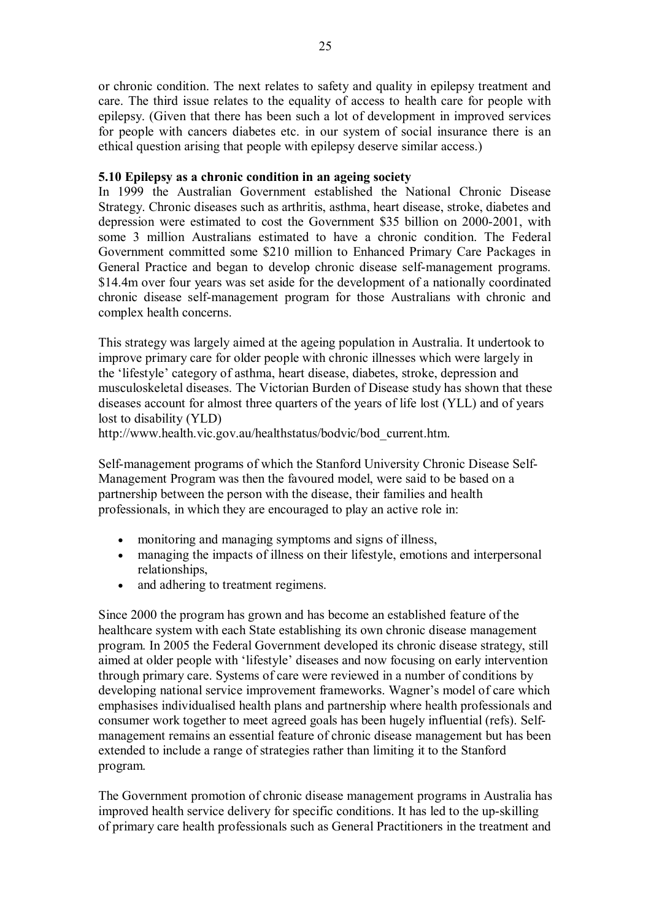or chronic condition. The next relates to safety and quality in epilepsy treatment and care. The third issue relates to the equality of access to health care for people with epilepsy. (Given that there has been such a lot of development in improved services for people with cancers diabetes etc. in our system of social insurance there is an ethical question arising that people with epilepsy deserve similar access.)

**5.10 Epilepsy as a chronic condition in an ageing society**

In 1999 the Australian Government established the National Chronic Disease Strategy. Chronic diseases such as arthritis, asthma, heart disease, stroke, diabetes and depression were estimated to cost the Government $35 billion on 2000-2001, with some 3 million Australians estimated to have a chronic condition. The Federal Government committed some $210 million to Enhanced Primary Care Packages in General Practice and began to develop chronic disease self-management programs. $14.4m over four years was set aside for the development of a nationally coordinated chronic disease self-management program for those Australians with chronic and complex health concerns.

This strategy was largely aimed at the ageing population in Australia. It undertook to improve primary care for older people with chronic illnesses which were largely in the 'lifestyle' category of asthma, heart disease, diabetes, stroke, depression and musculoskeletal diseases. The Victorian Burden of Disease study has shown that these diseases account for almost three quarters of the years of life lost (YLL) and of years lost to disability (YLD) http://www.health.vic.gov.au/healthstatus/bodvic/bod_current.htm.

Self-management programs of which the Stanford University Chronic Disease Self-Management Program was then the favoured model, were said to be based on a partnership between the person with the disease, their families and health professionals, in which they are encouraged to play an active role in:

- monitoring and managing symptoms and signs of illness,
- managing the impacts of illness on their lifestyle, emotions and interpersonal relationships,
- and adhering to treatment regimens.

Since 2000 the program has grown and has become an established feature of the healthcare system with each State establishing its own chronic disease management program. In 2005 the Federal Government developed its chronic disease strategy, still aimed at older people with 'lifestyle' diseases and now focusing on early intervention through primary care. Systems of care were reviewed in a number of conditions by developing national service improvement frameworks. Wagner's model of care which emphasises individualised health plans and partnership where health professionals and consumer work together to meet agreed goals has been hugely influential (refs). Self-management remains an essential feature of chronic disease management but has been extended to include a range of strategies rather than limiting it to the Stanford program.

The Government promotion of chronic disease management programs in Australia has improved health service delivery for specific conditions. It has led to the up-skilling of primary care health professionals such as General Practitioners in the treatment and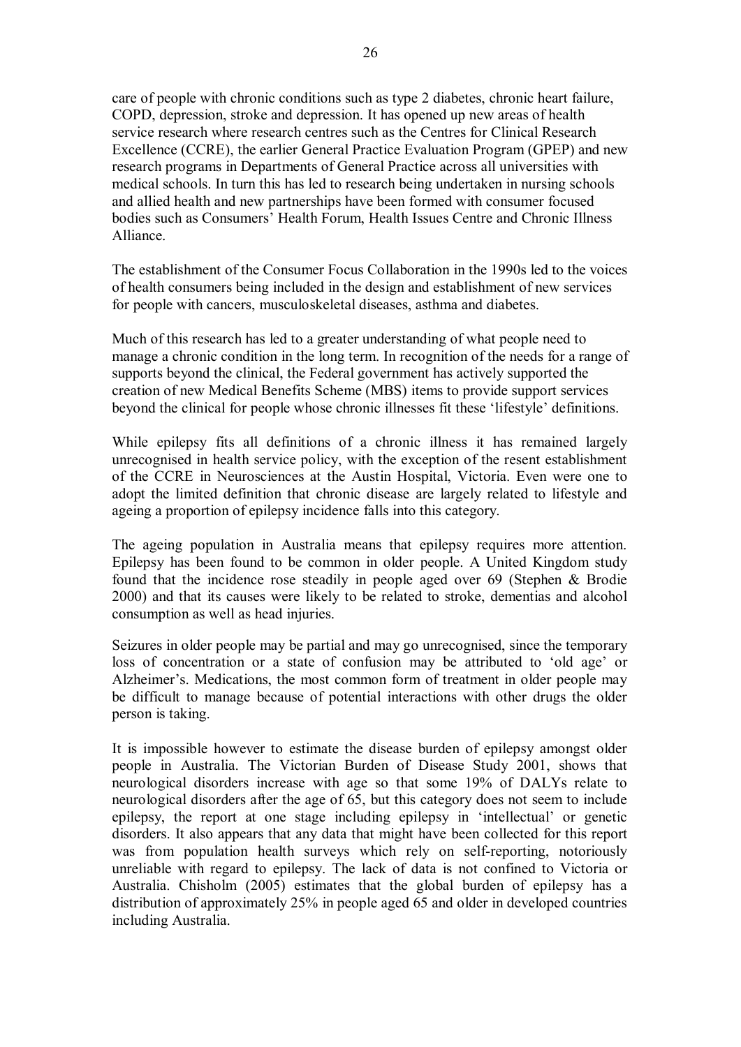care of people with chronic conditions such as type 2 diabetes, chronic heart failure, COPD, depression, stroke and depression. It has opened up new areas of health service research where research centres such as the Centres for Clinical Research Excellence (CCRE), the earlier General Practice Evaluation Program (GPEP) and new research programs in Departments of General Practice across all universities with medical schools. In turn this has led to research being undertaken in nursing schools and allied health and new partnerships have been formed with consumer focused bodies such as Consumers' Health Forum, Health Issues Centre and Chronic Illness Alliance.

The establishment of the Consumer Focus Collaboration in the 1990s led to the voices of health consumers being included in the design and establishment of new services for people with cancers, musculoskeletal diseases, asthma and diabetes.

Much of this research has led to a greater understanding of what people need to manage a chronic condition in the long term. In recognition of the needs for a range of supports beyond the clinical, the Federal government has actively supported the creation of new Medical Benefits Scheme (MBS) items to provide support services beyond the clinical for people whose chronic illnesses fit these 'lifestyle' definitions.

While epilepsy fits all definitions of a chronic illness it has remained largely unrecognised in health service policy, with the exception of the resent establishment of the CCRE in Neurosciences at the Austin Hospital, Victoria. Even were one to adopt the limited definition that chronic disease are largely related to lifestyle and ageing a proportion of epilepsy incidence falls into this category.

The ageing population in Australia means that epilepsy requires more attention. Epilepsy has been found to be common in older people. A United Kingdom study found that the incidence rose steadily in people aged over 69 (Stephen & Brodie 2000) and that its causes were likely to be related to stroke, dementias and alcohol consumption as well as head injuries.

Seizures in older people may be partial and may go unrecognised, since the temporary loss of concentration or a state of confusion may be attributed to 'old age' or Alzheimer's. Medications, the most common form of treatment in older people may be difficult to manage because of potential interactions with other drugs the older person is taking.

It is impossible however to estimate the disease burden of epilepsy amongst older people in Australia. The Victorian Burden of Disease Study 2001, shows that neurological disorders increase with age so that some 19% of DALYs relate to neurological disorders after the age of 65, but this category does not seem to include epilepsy, the report at one stage including epilepsy in 'intellectual' or genetic disorders. It also appears that any data that might have been collected for this report was from population health surveys which rely on self-reporting, notoriously unreliable with regard to epilepsy. The lack of data is not confined to Victoria or Australia. Chisholm (2005) estimates that the global burden of epilepsy has a distribution of approximately 25% in people aged 65 and older in developed countries including Australia.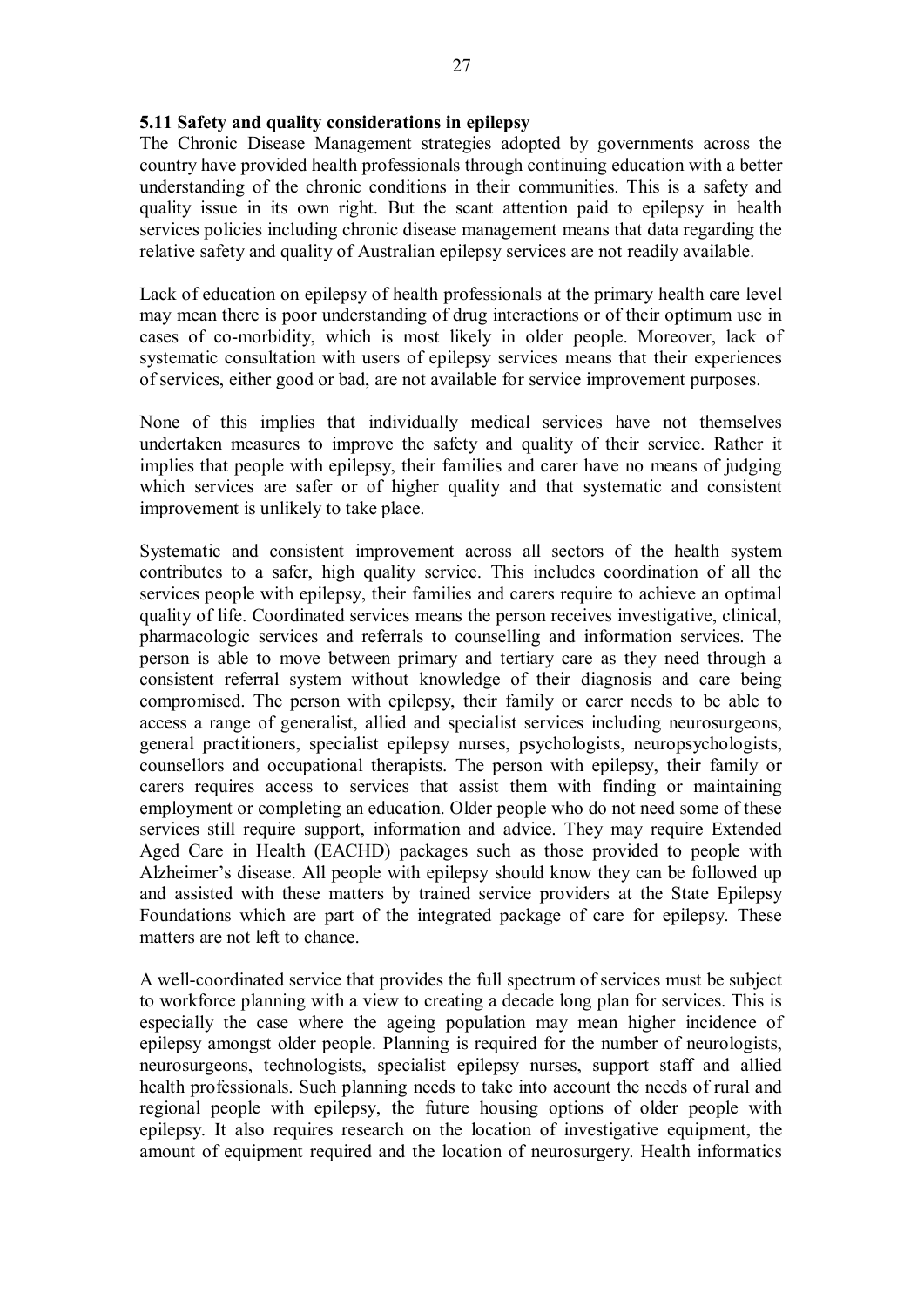### 5.11 Safety and quality considerations in epilepsy

The Chronic Disease Management strategies adopted by governments across the country have provided health professionals through continuing education with a better understanding of the chronic conditions in their communities. This is a safety and quality issue in its own right. But the scant attention paid to epilepsy in health services policies including chronic disease management means that data regarding the relative safety and quality of Australian epilepsy services are not readily available.

Lack of education on epilepsy of health professionals at the primary health care level may mean there is poor understanding of drug interactions or of their optimum use in cases of co-morbidity, which is most likely in older people. Moreover, lack of systematic consultation with users of epilepsy services means that their experiences of services, either good or bad, are not available for service improvement purposes.

None of this implies that individually medical services have not themselves undertaken measures to improve the safety and quality of their service. Rather it implies that people with epilepsy, their families and carer have no means of judging which services are safer or of higher quality and that systematic and consistent improvement is unlikely to take place.

Systematic and consistent improvement across all sectors of the health system contributes to a safer, high quality service. This includes coordination of all the services people with epilepsy, their families and carers require to achieve an optimal quality of life. Coordinated services means the person receives investigative, clinical, pharmacologic services and referrals to counselling and information services. The person is able to move between primary and tertiary care as they need through a consistent referral system without knowledge of their diagnosis and care being compromised. The person with epilepsy, their family or carer needs to be able to access a range of generalist, allied and specialist services including neurosurgeons, general practitioners, specialist epilepsy nurses, psychologists, neuropsychologists, counsellors and occupational therapists. The person with epilepsy, their family or carers requires access to services that assist them with finding or maintaining employment or completing an education. Older people who do not need some of these services still require support, information and advice. They may require Extended Aged Care in Health (EACHD) packages such as those provided to people with Alzheimer's disease. All people with epilepsy should know they can be followed up and assisted with these matters by trained service providers at the State Epilepsy Foundations which are part of the integrated package of care for epilepsy. These matters are not left to chance.

A well-coordinated service that provides the full spectrum of services must be subject to workforce planning with a view to creating a decade long plan for services. This is especially the case where the ageing population may mean higher incidence of epilepsy amongst older people. Planning is required for the number of neurologists, neurosurgeons, technologists, specialist epilepsy nurses, support staff and allied health professionals. Such planning needs to take into account the needs of rural and regional people with epilepsy, the future housing options of older people with epilepsy. It also requires research on the location of investigative equipment, the amount of equipment required and the location of neurosurgery. Health informatics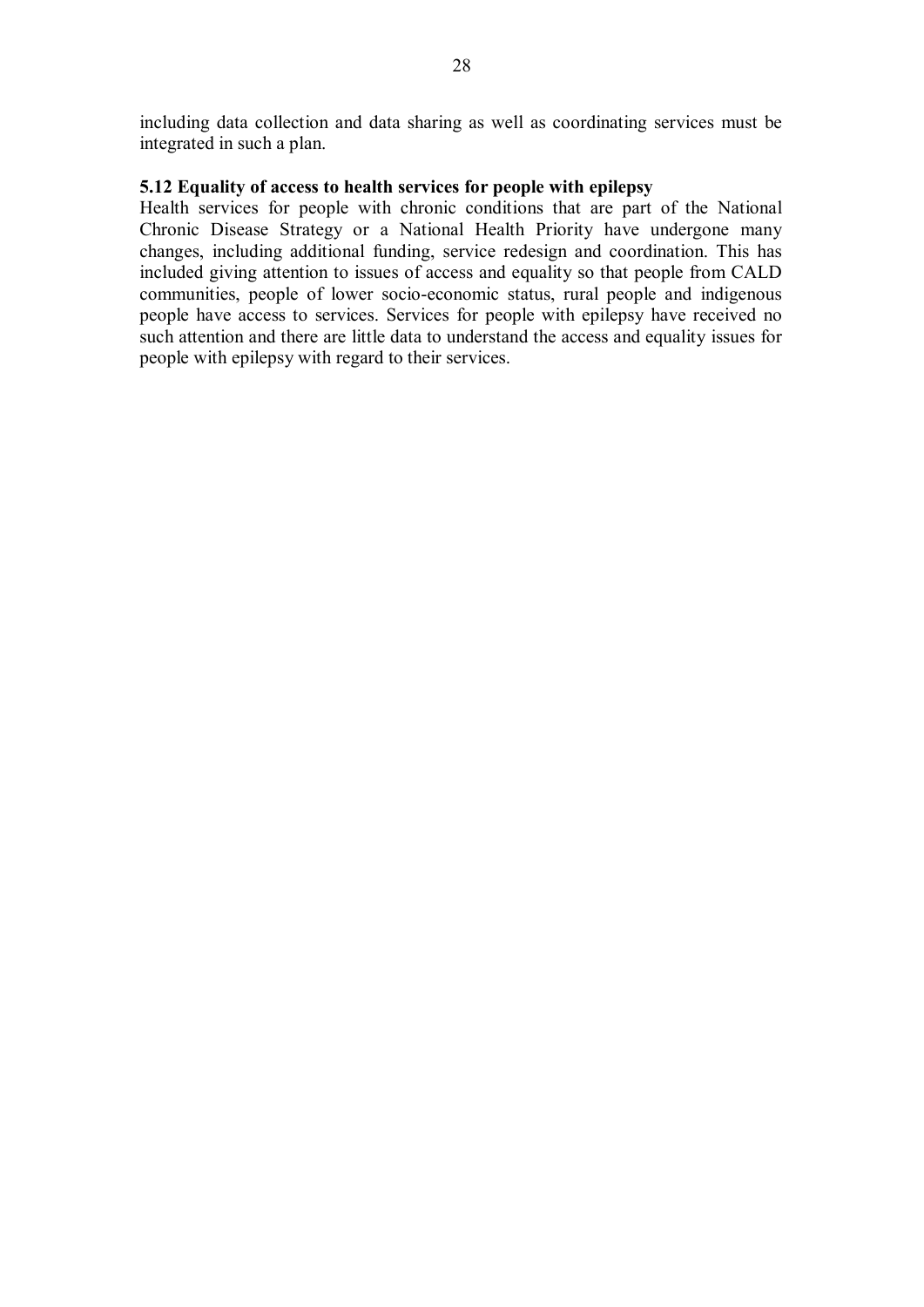including data collection and data sharing as well as coordinating services must be integrated in such a plan.

### 5.12 Equality of access to health services for people with epilepsy

Health services for people with chronic conditions that are part of the National Chronic Disease Strategy or a National Health Priority have undergone many changes, including additional funding, service redesign and coordination. This has included giving attention to issues of access and equality so that people from CALD communities, people of lower socio-economic status, rural people and indigenous people have access to services. Services for people with epilepsy have received no such attention and there are little data to understand the access and equality issues for people with epilepsy with regard to their services.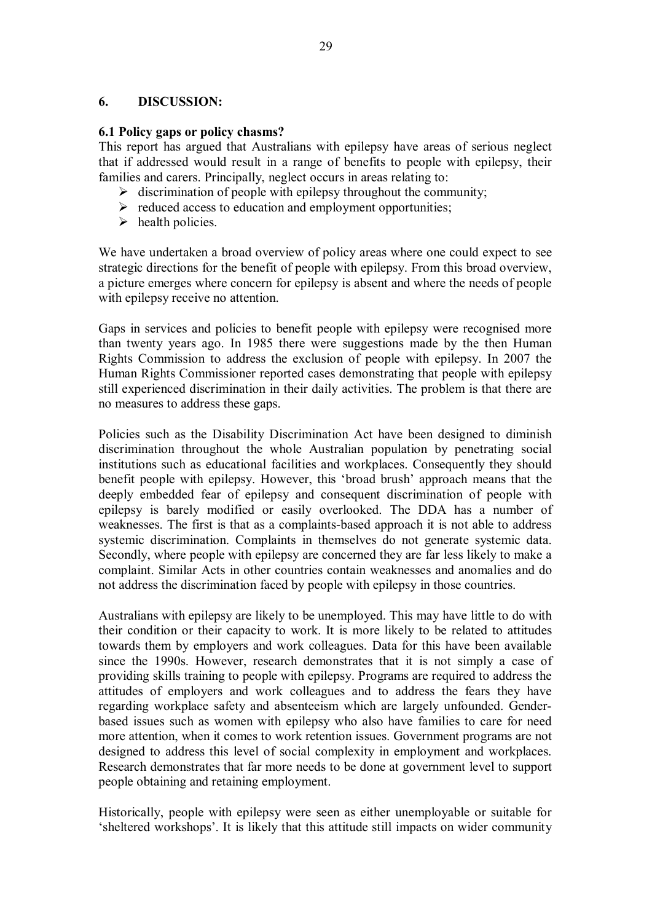## 6. DISCUSSION:

### 6.1 Policy gaps or policy chasms?

This report has argued that Australians with epilepsy have areas of serious neglect that if addressed would result in a range of benefits to people with epilepsy, their families and carers. Principally, neglect occurs in areas relating to:

- discrimination of people with epilepsy throughout the community;
- reduced access to education and employment opportunities;
- health policies.

We have undertaken a broad overview of policy areas where one could expect to see strategic directions for the benefit of people with epilepsy. From this broad overview, a picture emerges where concern for epilepsy is absent and where the needs of people with epilepsy receive no attention.

Gaps in services and policies to benefit people with epilepsy were recognised more than twenty years ago. In 1985 there were suggestions made by the then Human Rights Commission to address the exclusion of people with epilepsy. In 2007 the Human Rights Commissioner reported cases demonstrating that people with epilepsy still experienced discrimination in their daily activities. The problem is that there are no measures to address these gaps.

Policies such as the Disability Discrimination Act have been designed to diminish discrimination throughout the whole Australian population by penetrating social institutions such as educational facilities and workplaces. Consequently they should benefit people with epilepsy. However, this 'broad brush' approach means that the deeply embedded fear of epilepsy and consequent discrimination of people with epilepsy is barely modified or easily overlooked. The DDA has a number of weaknesses. The first is that as a complaints-based approach it is not able to address systemic discrimination. Complaints in themselves do not generate systemic data. Secondly, where people with epilepsy are concerned they are far less likely to make a complaint. Similar Acts in other countries contain weaknesses and anomalies and do not address the discrimination faced by people with epilepsy in those countries.

Australians with epilepsy are likely to be unemployed. This may have little to do with their condition or their capacity to work. It is more likely to be related to attitudes towards them by employers and work colleagues. Data for this have been available since the 1990s. However, research demonstrates that it is not simply a case of providing skills training to people with epilepsy. Programs are required to address the attitudes of employers and work colleagues and to address the fears they have regarding workplace safety and absenteeism which are largely unfounded. Gender-based issues such as women with epilepsy who also have families to care for need more attention, when it comes to work retention issues. Government programs are not designed to address this level of social complexity in employment and workplaces. Research demonstrates that far more needs to be done at government level to support people obtaining and retaining employment.

Historically, people with epilepsy were seen as either unemployable or suitable for 'sheltered workshops'. It is likely that this attitude still impacts on wider community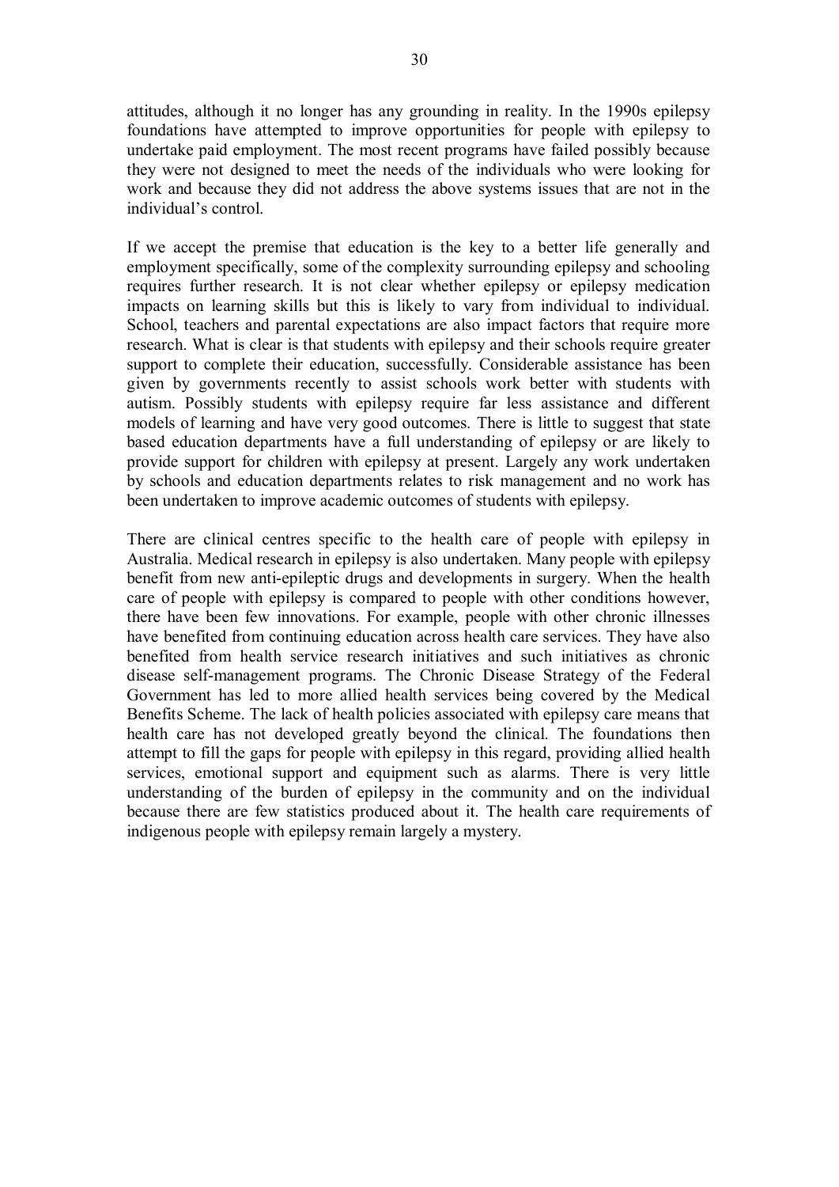attitudes, although it no longer has any grounding in reality. In the 1990s epilepsy foundations have attempted to improve opportunities for people with epilepsy to undertake paid employment. The most recent programs have failed possibly because they were not designed to meet the needs of the individuals who were looking for work and because they did not address the above systems issues that are not in the individual's control.

If we accept the premise that education is the key to a better life generally and employment specifically, some of the complexity surrounding epilepsy and schooling requires further research. It is not clear whether epilepsy or epilepsy medication impacts on learning skills but this is likely to vary from individual to individual. School, teachers and parental expectations are also impact factors that require more research. What is clear is that students with epilepsy and their schools require greater support to complete their education, successfully. Considerable assistance has been given by governments recently to assist schools work better with students with autism. Possibly students with epilepsy require far less assistance and different models of learning and have very good outcomes. There is little to suggest that state based education departments have a full understanding of epilepsy or are likely to provide support for children with epilepsy at present. Largely any work undertaken by schools and education departments relates to risk management and no work has been undertaken to improve academic outcomes of students with epilepsy.

There are clinical centres specific to the health care of people with epilepsy in Australia. Medical research in epilepsy is also undertaken. Many people with epilepsy benefit from new anti-epileptic drugs and developments in surgery. When the health care of people with epilepsy is compared to people with other conditions however, there have been few innovations. For example, people with other chronic illnesses have benefited from continuing education across health care services. They have also benefited from health service research initiatives and such initiatives as chronic disease self-management programs. The Chronic Disease Strategy of the Federal Government has led to more allied health services being covered by the Medical Benefits Scheme. The lack of health policies associated with epilepsy care means that health care has not developed greatly beyond the clinical. The foundations then attempt to fill the gaps for people with epilepsy in this regard, providing allied health services, emotional support and equipment such as alarms. There is very little understanding of the burden of epilepsy in the community and on the individual because there are few statistics produced about it. The health care requirements of indigenous people with epilepsy remain largely a mystery.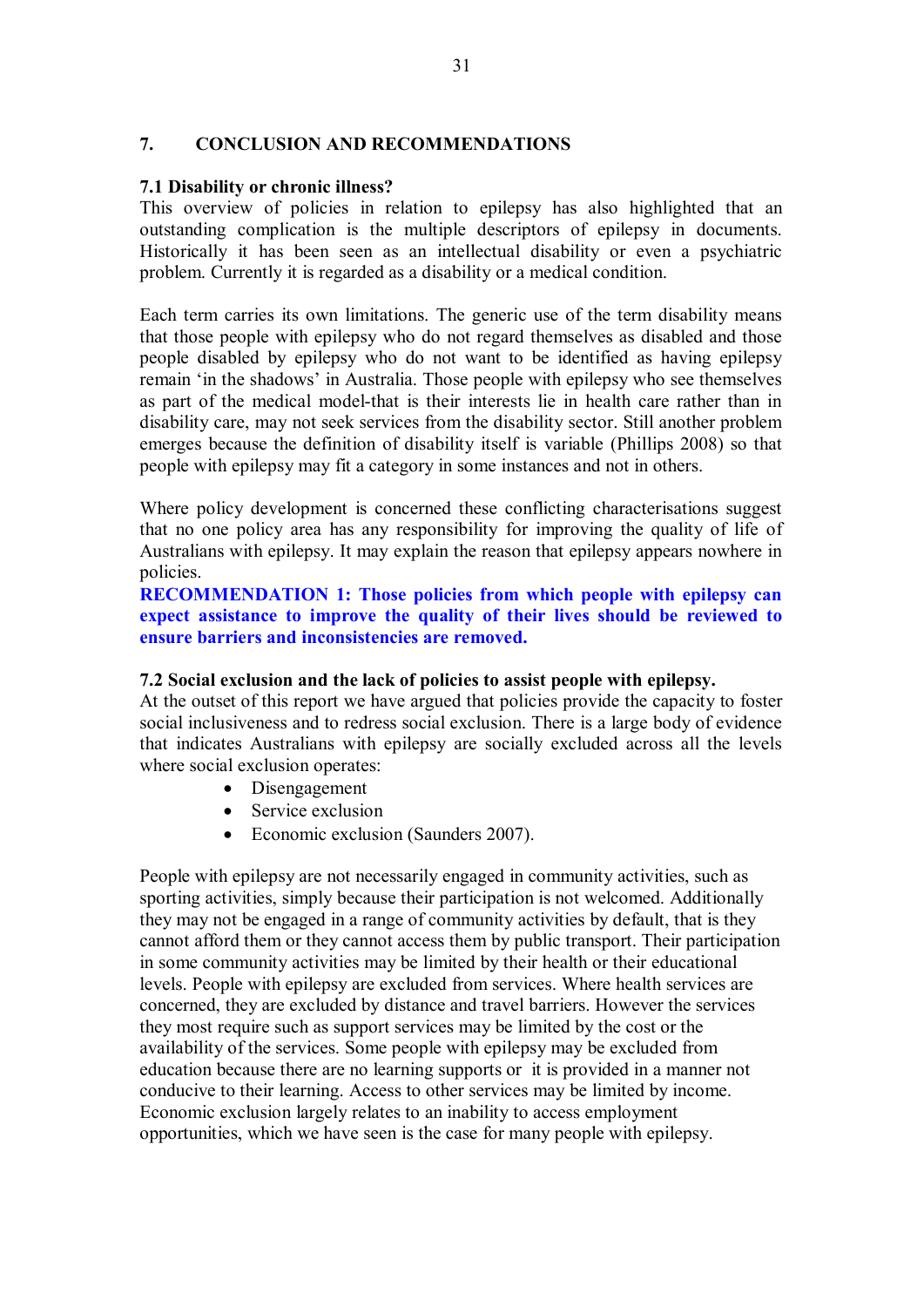## 7. CONCLUSION AND RECOMMENDATIONS

### 7.1 Disability or chronic illness?

This overview of policies in relation to epilepsy has also highlighted that an outstanding complication is the multiple descriptors of epilepsy in documents. Historically it has been seen as an intellectual disability or even a psychiatric problem. Currently it is regarded as a disability or a medical condition.

Each term carries its own limitations. The generic use of the term disability means that those people with epilepsy who do not regard themselves as disabled and those people disabled by epilepsy who do not want to be identified as having epilepsy remain 'in the shadows' in Australia. Those people with epilepsy who see themselves as part of the medical model-that is their interests lie in health care rather than in disability care, may not seek services from the disability sector. Still another problem emerges because the definition of disability itself is variable (Phillips 2008) so that people with epilepsy may fit a category in some instances and not in others.

Where policy development is concerned these conflicting characterisations suggest that no one policy area has any responsibility for improving the quality of life of Australians with epilepsy. It may explain the reason that epilepsy appears nowhere in policies.

**RECOMMENDATION 1: Those policies from which people with epilepsy can expect assistance to improve the quality of their lives should be reviewed to ensure barriers and inconsistencies are removed.**

### 7.2 Social exclusion and the lack of policies to assist people with epilepsy.

At the outset of this report we have argued that policies provide the capacity to foster social inclusiveness and to redress social exclusion. There is a large body of evidence that indicates Australians with epilepsy are socially excluded across all the levels where social exclusion operates:

- Disengagement
- Service exclusion
- Economic exclusion (Saunders 2007).

People with epilepsy are not necessarily engaged in community activities, such as sporting activities, simply because their participation is not welcomed. Additionally they may not be engaged in a range of community activities by default, that is they cannot afford them or they cannot access them by public transport. Their participation in some community activities may be limited by their health or their educational levels. People with epilepsy are excluded from services. Where health services are concerned, they are excluded by distance and travel barriers. However the services they most require such as support services may be limited by the cost or the availability of the services. Some people with epilepsy may be excluded from education because there are no learning supports or it is provided in a manner not conducive to their learning. Access to other services may be limited by income. Economic exclusion largely relates to an inability to access employment opportunities, which we have seen is the case for many people with epilepsy.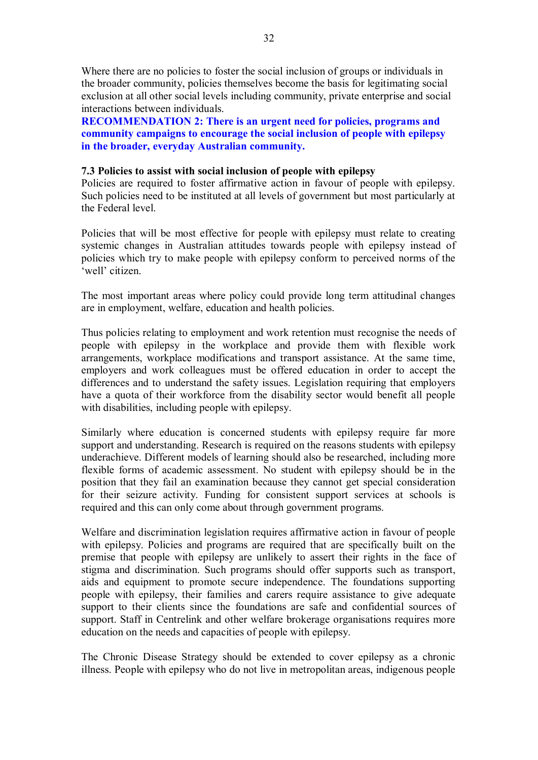Where there are no policies to foster the social inclusion of groups or individuals in the broader community, policies themselves become the basis for legitimating social exclusion at all other social levels including community, private enterprise and social interactions between individuals.

**RECOMMENDATION 2: There is an urgent need for policies, programs and community campaigns to encourage the social inclusion of people with epilepsy in the broader, everyday Australian community.**

### 7.3 Policies to assist with social inclusion of people with epilepsy

Policies are required to foster affirmative action in favour of people with epilepsy. Such policies need to be instituted at all levels of government but most particularly at the Federal level.

Policies that will be most effective for people with epilepsy must relate to creating systemic changes in Australian attitudes towards people with epilepsy instead of policies which try to make people with epilepsy conform to perceived norms of the 'well' citizen.

The most important areas where policy could provide long term attitudinal changes are in employment, welfare, education and health policies.

Thus policies relating to employment and work retention must recognise the needs of people with epilepsy in the workplace and provide them with flexible work arrangements, workplace modifications and transport assistance. At the same time, employers and work colleagues must be offered education in order to accept the differences and to understand the safety issues. Legislation requiring that employers have a quota of their workforce from the disability sector would benefit all people with disabilities, including people with epilepsy.

Similarly where education is concerned students with epilepsy require far more support and understanding. Research is required on the reasons students with epilepsy underachieve. Different models of learning should also be researched, including more flexible forms of academic assessment. No student with epilepsy should be in the position that they fail an examination because they cannot get special consideration for their seizure activity. Funding for consistent support services at schools is required and this can only come about through government programs.

Welfare and discrimination legislation requires affirmative action in favour of people with epilepsy. Policies and programs are required that are specifically built on the premise that people with epilepsy are unlikely to assert their rights in the face of stigma and discrimination. Such programs should offer supports such as transport, aids and equipment to promote secure independence. The foundations supporting people with epilepsy, their families and carers require assistance to give adequate support to their clients since the foundations are safe and confidential sources of support. Staff in Centrelink and other welfare brokerage organisations requires more education on the needs and capacities of people with epilepsy.

The Chronic Disease Strategy should be extended to cover epilepsy as a chronic illness. People with epilepsy who do not live in metropolitan areas, indigenous people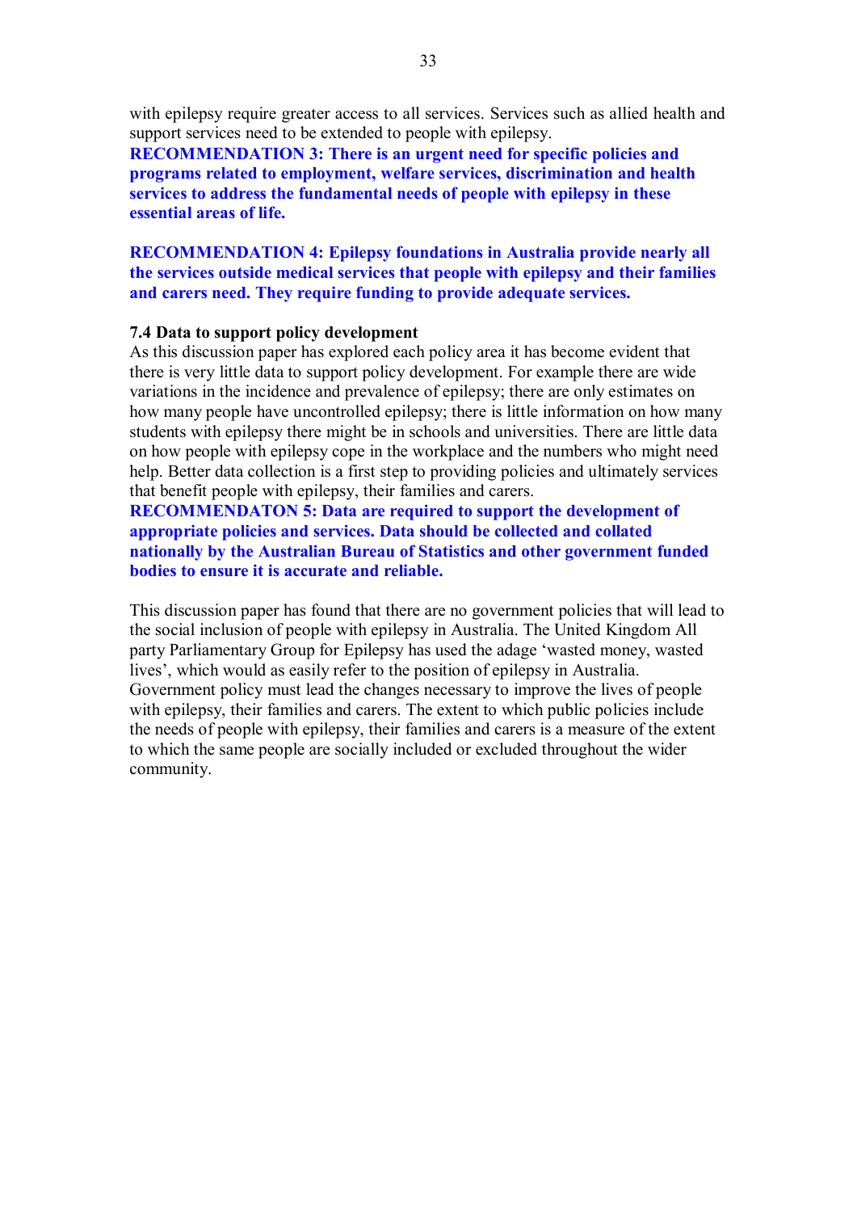with epilepsy require greater access to all services. Services such as allied health and support services need to be extended to people with epilepsy.

**RECOMMENDATION 3: There is an urgent need for specific policies and programs related to employment, welfare services, discrimination and health services to address the fundamental needs of people with epilepsy in these essential areas of life.**

**RECOMMENDATION 4: Epilepsy foundations in Australia provide nearly all the services outside medical services that people with epilepsy and their families and carers need. They require funding to provide adequate services.**

### 7.4 Data to support policy development

As this discussion paper has explored each policy area it has become evident that there is very little data to support policy development. For example there are wide variations in the incidence and prevalence of epilepsy; there are only estimates on how many people have uncontrolled epilepsy; there is little information on how many students with epilepsy there might be in schools and universities. There are little data on how people with epilepsy cope in the workplace and the numbers who might need help. Better data collection is a first step to providing policies and ultimately services that benefit people with epilepsy, their families and carers.

**RECOMMENDATON 5: Data are required to support the development of appropriate policies and services. Data should be collected and collated nationally by the Australian Bureau of Statistics and other government funded bodies to ensure it is accurate and reliable.**

This discussion paper has found that there are no government policies that will lead to the social inclusion of people with epilepsy in Australia. The United Kingdom All party Parliamentary Group for Epilepsy has used the adage 'wasted money, wasted lives', which would as easily refer to the position of epilepsy in Australia. Government policy must lead the changes necessary to improve the lives of people with epilepsy, their families and carers. The extent to which public policies include the needs of people with epilepsy, their families and carers is a measure of the extent to which the same people are socially included or excluded throughout the wider community.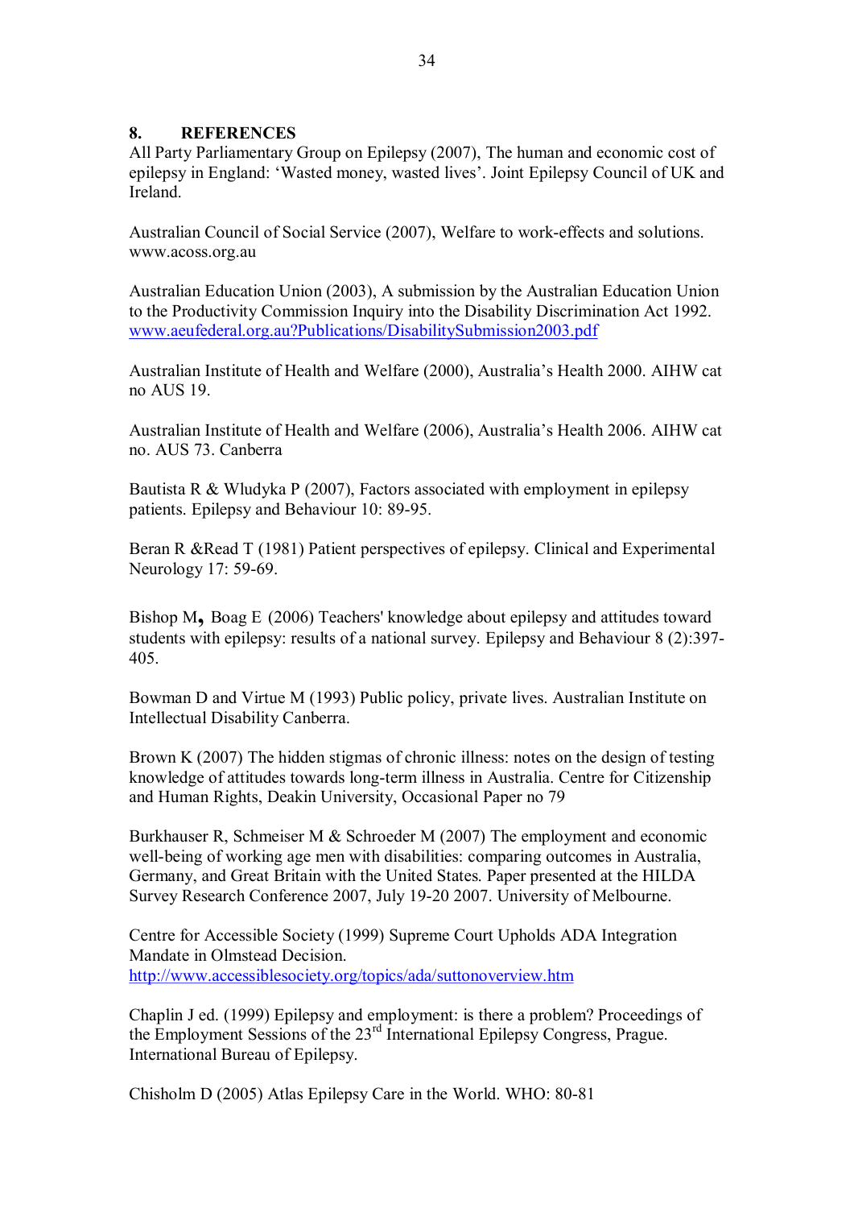## 8. REFERENCES

All Party Parliamentary Group on Epilepsy (2007), The human and economic cost of epilepsy in England: 'Wasted money, wasted lives'. Joint Epilepsy Council of UK and Ireland.

Australian Council of Social Service (2007), Welfare to work-effects and solutions. www.acoss.org.au

Australian Education Union (2003), A submission by the Australian Education Union to the Productivity Commission Inquiry into the Disability Discrimination Act 1992. www.aeufederal.org.au?Publications/DisabilitySubmission2003.pdf

Australian Institute of Health and Welfare (2000), Australia's Health 2000. AIHW cat no AUS 19.

Australian Institute of Health and Welfare (2006), Australia's Health 2006. AIHW cat no. AUS 73. Canberra

Bautista R & Wludyka P (2007), Factors associated with employment in epilepsy patients. Epilepsy and Behaviour 10: 89-95.

Beran R &Read T (1981) Patient perspectives of epilepsy. Clinical and Experimental Neurology 17: 59-69.

Bishop M**,** Boag E (2006) Teachers' knowledge about epilepsy and attitudes toward students with epilepsy: results of a national survey. Epilepsy and Behaviour 8 (2):397-405.

Bowman D and Virtue M (1993) Public policy, private lives. Australian Institute on Intellectual Disability Canberra.

Brown K (2007) The hidden stigmas of chronic illness: notes on the design of testing knowledge of attitudes towards long-term illness in Australia. Centre for Citizenship and Human Rights, Deakin University, Occasional Paper no 79

Burkhauser R, Schmeiser M & Schroeder M (2007) The employment and economic well-being of working age men with disabilities: comparing outcomes in Australia, Germany, and Great Britain with the United States. Paper presented at the HILDA Survey Research Conference 2007, July 19-20 2007. University of Melbourne.

Centre for Accessible Society (1999) Supreme Court Upholds ADA Integration Mandate in Olmstead Decision. http://www.accessiblesociety.org/topics/ada/suttonoverview.htm

Chaplin J ed. (1999) Epilepsy and employment: is there a problem? Proceedings of the Employment Sessions of the 23rd International Epilepsy Congress, Prague. International Bureau of Epilepsy.

Chisholm D (2005) Atlas Epilepsy Care in the World. WHO: 80-81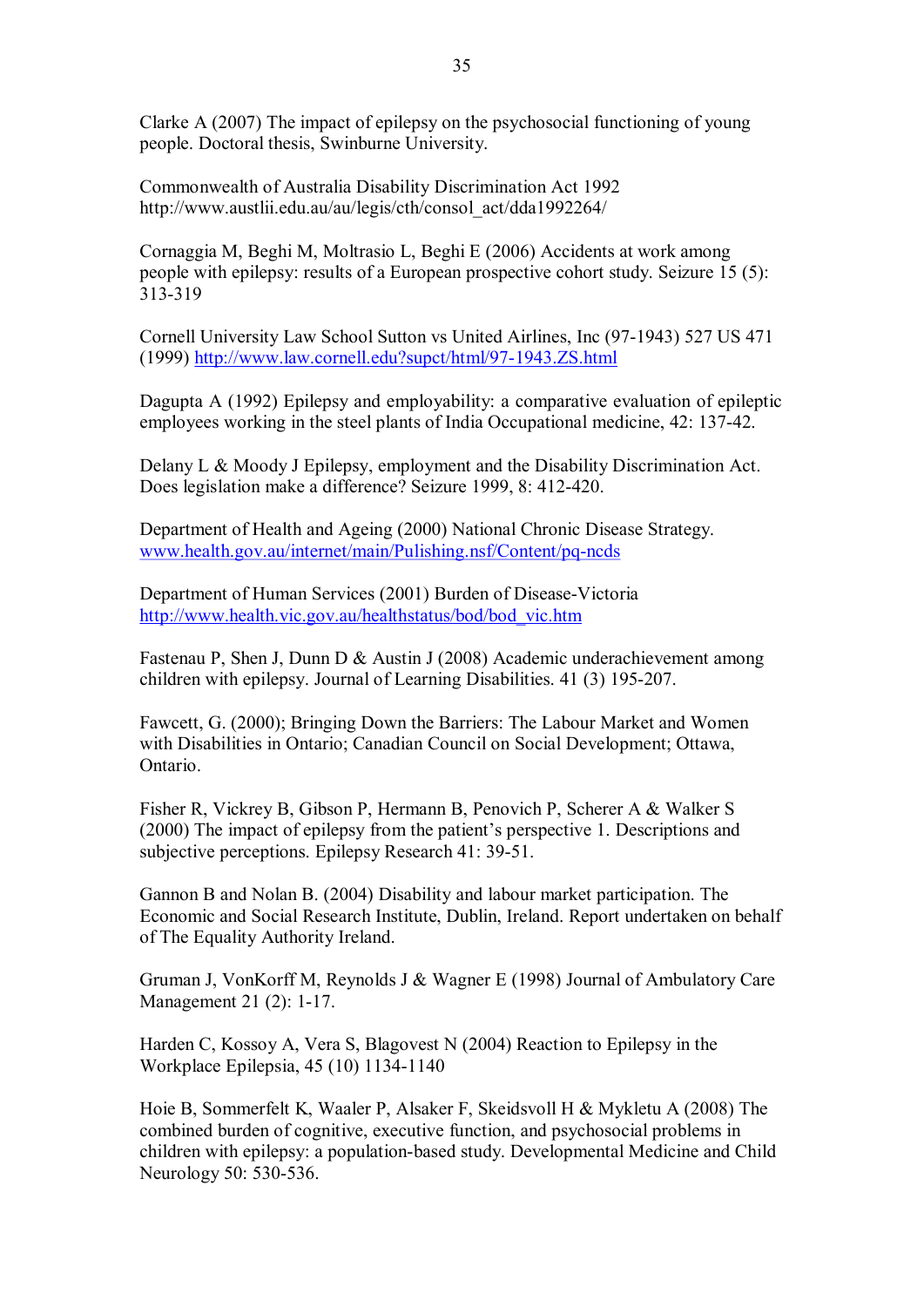Clarke A (2007) The impact of epilepsy on the psychosocial functioning of young people. Doctoral thesis, Swinburne University.

Commonwealth of Australia Disability Discrimination Act 1992 http://www.austlii.edu.au/au/legis/cth/consol_act/dda1992264/

Cornaggia M, Beghi M, Moltrasio L, Beghi E (2006) Accidents at work among people with epilepsy: results of a European prospective cohort study. Seizure 15 (5): 313-319

Cornell University Law School Sutton vs United Airlines, Inc (97-1943) 527 US 471 (1999) http://www.law.cornell.edu?supct/html/97-1943.ZS.html

Dagupta A (1992) Epilepsy and employability: a comparative evaluation of epileptic employees working in the steel plants of India Occupational medicine, 42: 137-42.

Delany L & Moody J Epilepsy, employment and the Disability Discrimination Act. Does legislation make a difference? Seizure 1999, 8: 412-420.

Department of Health and Ageing (2000) National Chronic Disease Strategy. www.health.gov.au/internet/main/Pulishing.nsf/Content/pq-ncds

Department of Human Services (2001) Burden of Disease-Victoria http://www.health.vic.gov.au/healthstatus/bod/bod_vic.htm

Fastenau P, Shen J, Dunn D & Austin J (2008) Academic underachievement among children with epilepsy. Journal of Learning Disabilities. 41 (3) 195-207.

Fawcett, G. (2000); Bringing Down the Barriers: The Labour Market and Women with Disabilities in Ontario; Canadian Council on Social Development; Ottawa, Ontario.

Fisher R, Vickrey B, Gibson P, Hermann B, Penovich P, Scherer A & Walker S (2000) The impact of epilepsy from the patient's perspective 1. Descriptions and subjective perceptions. Epilepsy Research 41: 39-51.

Gannon B and Nolan B. (2004) Disability and labour market participation. The Economic and Social Research Institute, Dublin, Ireland. Report undertaken on behalf of The Equality Authority Ireland.

Gruman J, VonKorff M, Reynolds J & Wagner E (1998) Journal of Ambulatory Care Management 21 (2): 1-17.

Harden C, Kossoy A, Vera S, Blagovest N (2004) Reaction to Epilepsy in the Workplace Epilepsia, 45 (10) 1134-1140

Hoie B, Sommerfelt K, Waaler P, Alsaker F, Skeidsvoll H & Mykletu A (2008) The combined burden of cognitive, executive function, and psychosocial problems in children with epilepsy: a population-based study. Developmental Medicine and Child Neurology 50: 530-536.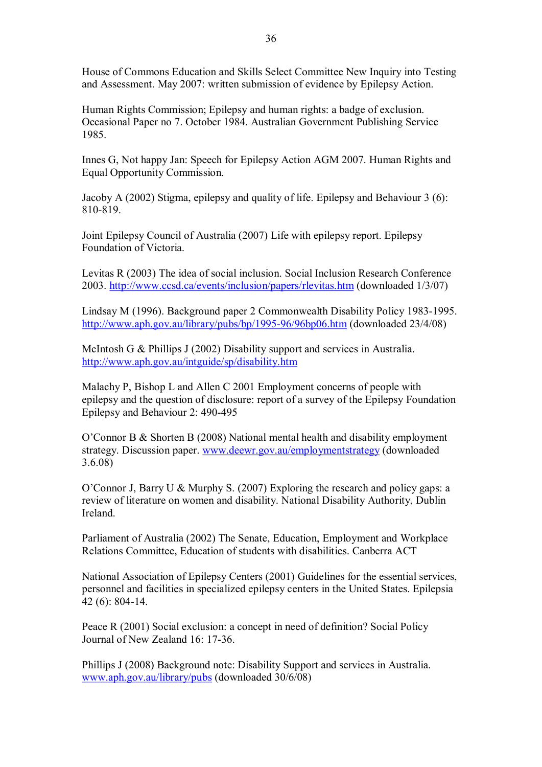House of Commons Education and Skills Select Committee New Inquiry into Testing and Assessment. May 2007: written submission of evidence by Epilepsy Action.

Human Rights Commission; Epilepsy and human rights: a badge of exclusion. Occasional Paper no 7. October 1984. Australian Government Publishing Service 1985.

Innes G, Not happy Jan: Speech for Epilepsy Action AGM 2007. Human Rights and Equal Opportunity Commission.

Jacoby A (2002) Stigma, epilepsy and quality of life. Epilepsy and Behaviour 3 (6): 810-819.

Joint Epilepsy Council of Australia (2007) Life with epilepsy report. Epilepsy Foundation of Victoria.

Levitas R (2003) The idea of social inclusion. Social Inclusion Research Conference 2003. http://www.ccsd.ca/events/inclusion/papers/rlevitas.htm (downloaded 1/3/07)

Lindsay M (1996). Background paper 2 Commonwealth Disability Policy 1983-1995. http://www.aph.gov.au/library/pubs/bp/1995-96/96bp06.htm (downloaded 23/4/08)

McIntosh G & Phillips J (2002) Disability support and services in Australia. http://www.aph.gov.au/intguide/sp/disability.htm

Malachy P, Bishop L and Allen C 2001 Employment concerns of people with epilepsy and the question of disclosure: report of a survey of the Epilepsy Foundation Epilepsy and Behaviour 2: 490-495

O'Connor B & Shorten B (2008) National mental health and disability employment strategy. Discussion paper. www.deewr.gov.au/employmentstrategy (downloaded 3.6.08)

O'Connor J, Barry U & Murphy S. (2007) Exploring the research and policy gaps: a review of literature on women and disability. National Disability Authority, Dublin Ireland.

Parliament of Australia (2002) The Senate, Education, Employment and Workplace Relations Committee, Education of students with disabilities. Canberra ACT

National Association of Epilepsy Centers (2001) Guidelines for the essential services, personnel and facilities in specialized epilepsy centers in the United States. Epilepsia 42 (6): 804-14.

Peace R (2001) Social exclusion: a concept in need of definition? Social Policy Journal of New Zealand 16: 17-36.

Phillips J (2008) Background note: Disability Support and services in Australia. www.aph.gov.au/library/pubs (downloaded 30/6/08)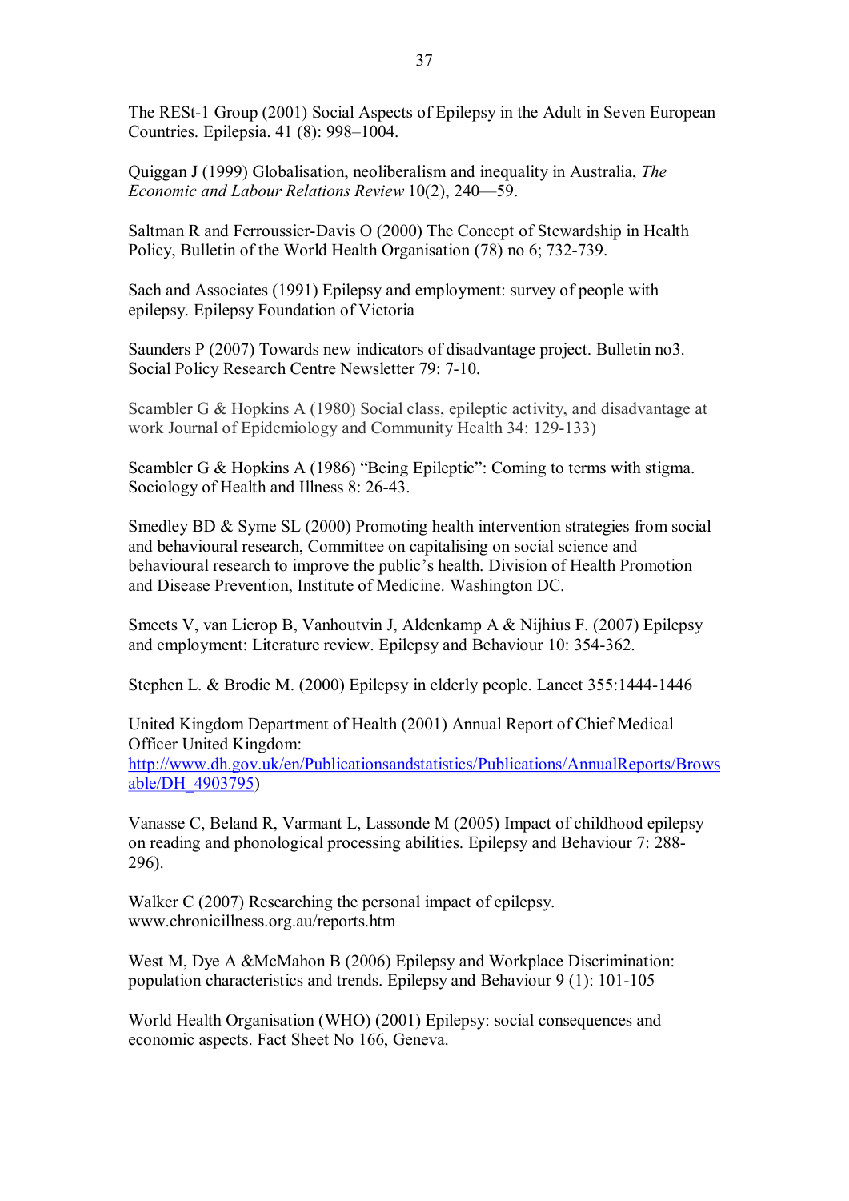The RESt-1 Group (2001) Social Aspects of Epilepsy in the Adult in Seven European Countries. Epilepsia. 41 (8): 998–1004.

Quiggan J (1999) Globalisation, neoliberalism and inequality in Australia, *The Economic and Labour Relations Review* 10(2), 240—59.

Saltman R and Ferroussier-Davis O (2000) The Concept of Stewardship in Health Policy, Bulletin of the World Health Organisation (78) no 6; 732-739.

Sach and Associates (1991) Epilepsy and employment: survey of people with epilepsy. Epilepsy Foundation of Victoria

Saunders P (2007) Towards new indicators of disadvantage project. Bulletin no3. Social Policy Research Centre Newsletter 79: 7-10.

Scambler G & Hopkins A (1980) Social class, epileptic activity, and disadvantage at work Journal of Epidemiology and Community Health 34: 129-133)

Scambler G & Hopkins A (1986) “Being Epileptic”: Coming to terms with stigma. Sociology of Health and Illness 8: 26-43.

Smedley BD & Syme SL (2000) Promoting health intervention strategies from social and behavioural research, Committee on capitalising on social science and behavioural research to improve the public’s health. Division of Health Promotion and Disease Prevention, Institute of Medicine. Washington DC.

Smeets V, van Lierop B, Vanhoutvin J, Aldenkamp A & Nijhius F. (2007) Epilepsy and employment: Literature review. Epilepsy and Behaviour 10: 354-362.

Stephen L. & Brodie M. (2000) Epilepsy in elderly people. Lancet 355:1444-1446

United Kingdom Department of Health (2001) Annual Report of Chief Medical Officer United Kingdom: http://www.dh.gov.uk/en/Publicationsandstatistics/Publications/AnnualReports/Browsable/DH_4903795)

Vanasse C, Beland R, Varmant L, Lassonde M (2005) Impact of childhood epilepsy on reading and phonological processing abilities. Epilepsy and Behaviour 7: 288-296).

Walker C (2007) Researching the personal impact of epilepsy. www.chronicillness.org.au/reports.htm

West M, Dye A &McMahon B (2006) Epilepsy and Workplace Discrimination: population characteristics and trends. Epilepsy and Behaviour 9 (1): 101-105

World Health Organisation (WHO) (2001) Epilepsy: social consequences and economic aspects. Fact Sheet No 166, Geneva.